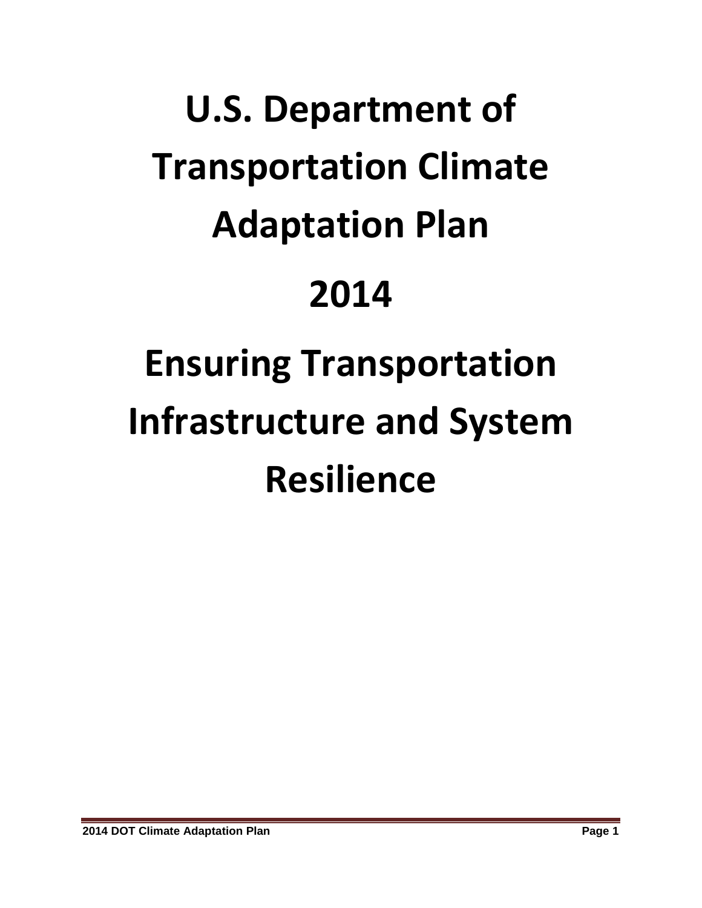# U.S. Department of Transportation Climate Adaptation Plan

# 2014

# Ensuring Transportation Infrastructure and System Resilience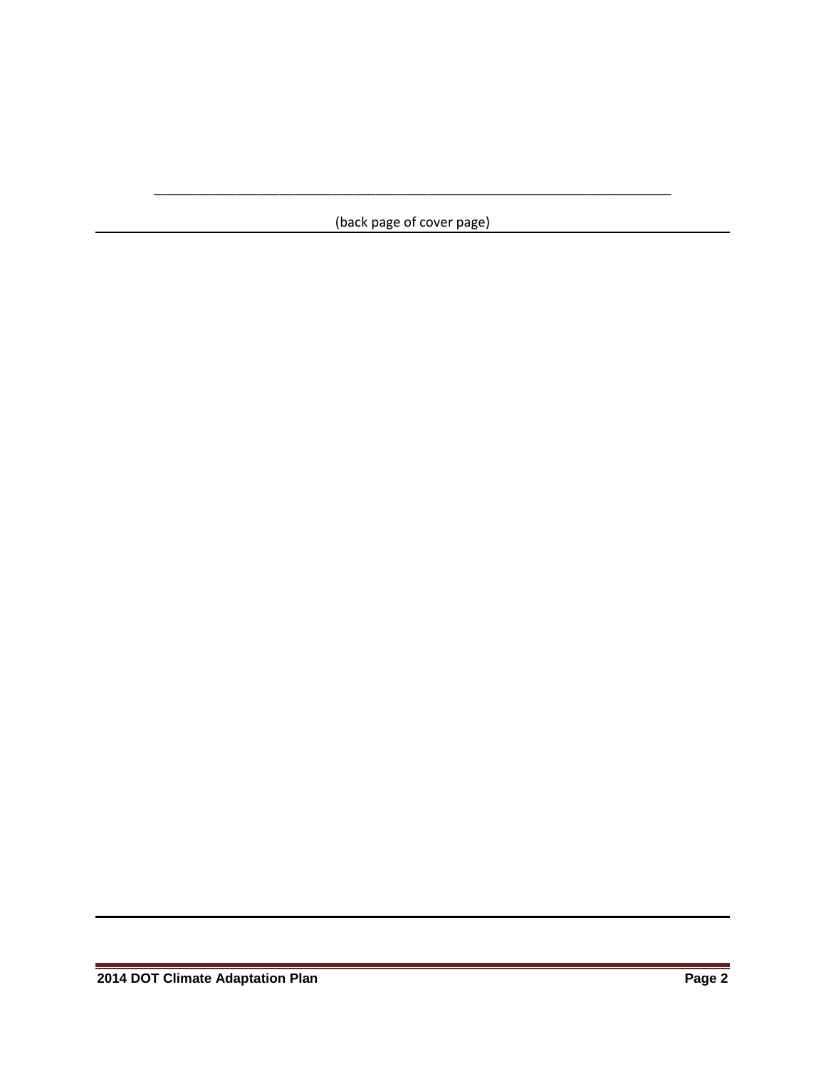(back page of cover page)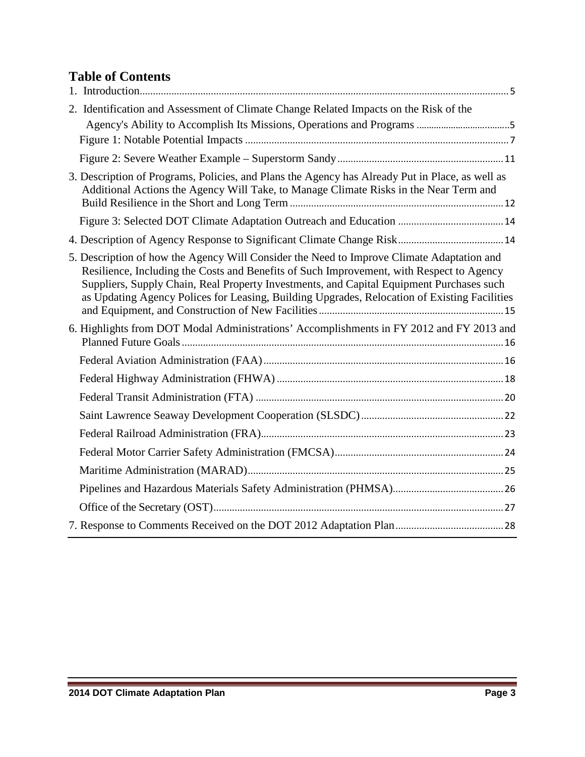# Table of Contents

1. Introduction ..... 5
2. Identification and Assessment of Climate Change Related Impacts on the Risk of the Agency's Ability to Accomplish Its Missions, Operations and Programs ..... 5
   - Figure 1: Notable Potential Impacts ..... 7
   - Figure 2: Severe Weather Example – Superstorm Sandy ..... 11
3. Description of Programs, Policies, and Plans the Agency has Already Put in Place, as well as Additional Actions the Agency Will Take, to Manage Climate Risks in the Near Term and Build Resilience in the Short and Long Term ..... 12
   - Figure 3: Selected DOT Climate Adaptation Outreach and Education ..... 14
4. Description of Agency Response to Significant Climate Change Risk ..... 14
5. Description of how the Agency Will Consider the Need to Improve Climate Adaptation and Resilience, Including the Costs and Benefits of Such Improvement, with Respect to Agency Suppliers, Supply Chain, Real Property Investments, and Capital Equipment Purchases such as Updating Agency Polices for Leasing, Building Upgrades, Relocation of Existing Facilities and Equipment, and Construction of New Facilities ..... 15
6. Highlights from DOT Modal Administrations' Accomplishments in FY 2012 and FY 2013 and Planned Future Goals ..... 16
   - Federal Aviation Administration (FAA) ..... 16
   - Federal Highway Administration (FHWA) ..... 18
   - Federal Transit Administration (FTA) ..... 20
   - Saint Lawrence Seaway Development Cooperation (SLSDC) ..... 22
   - Federal Railroad Administration (FRA) ..... 23
   - Federal Motor Carrier Safety Administration (FMCSA) ..... 24
   - Maritime Administration (MARAD) ..... 25
   - Pipelines and Hazardous Materials Safety Administration (PHMSA) ..... 26
   - Office of the Secretary (OST) ..... 27
7. Response to Comments Received on the DOT 2012 Adaptation Plan ..... 28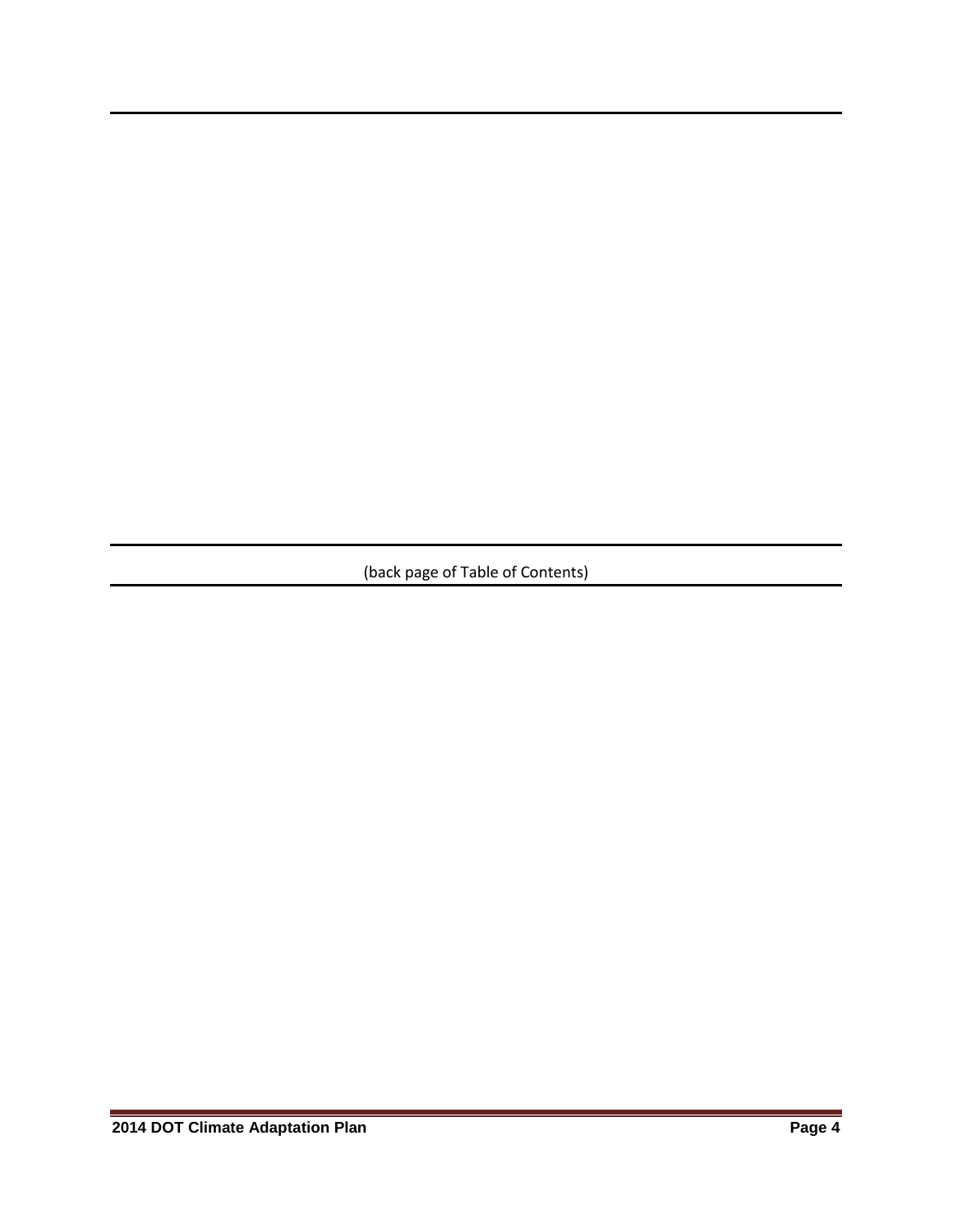(back page of Table of Contents)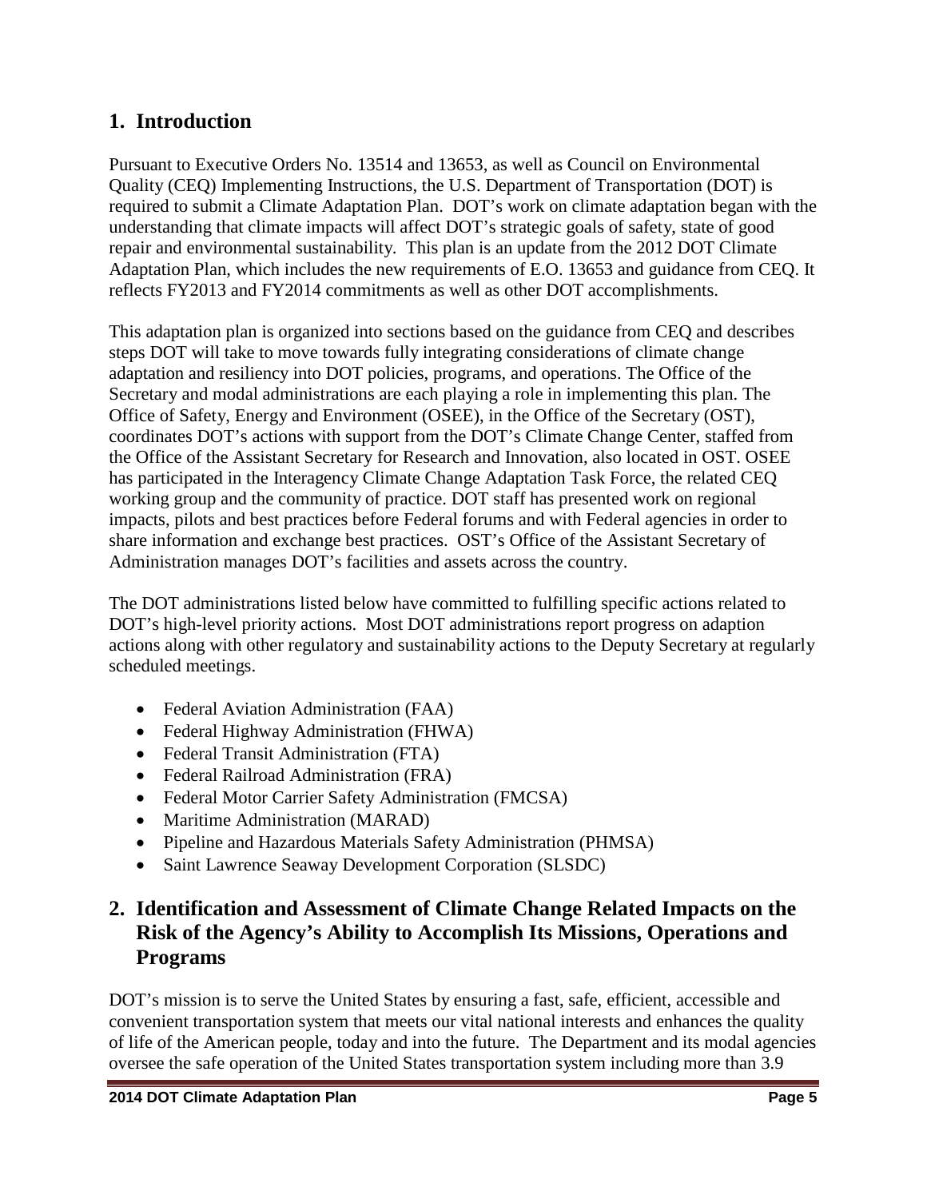## 1. Introduction

Pursuant to Executive Orders No. 13514 and 13653, as well as Council on Environmental Quality (CEQ) Implementing Instructions, the U.S. Department of Transportation (DOT) is required to submit a Climate Adaptation Plan. DOT's work on climate adaptation began with the understanding that climate impacts will affect DOT's strategic goals of safety, state of good repair and environmental sustainability. This plan is an update from the 2012 DOT Climate Adaptation Plan, which includes the new requirements of E.O. 13653 and guidance from CEQ. It reflects FY2013 and FY2014 commitments as well as other DOT accomplishments.

This adaptation plan is organized into sections based on the guidance from CEQ and describes steps DOT will take to move towards fully integrating considerations of climate change adaptation and resiliency into DOT policies, programs, and operations. The Office of the Secretary and modal administrations are each playing a role in implementing this plan. The Office of Safety, Energy and Environment (OSEE), in the Office of the Secretary (OST), coordinates DOT's actions with support from the DOT's Climate Change Center, staffed from the Office of the Assistant Secretary for Research and Innovation, also located in OST. OSEE has participated in the Interagency Climate Change Adaptation Task Force, the related CEQ working group and the community of practice. DOT staff has presented work on regional impacts, pilots and best practices before Federal forums and with Federal agencies in order to share information and exchange best practices. OST's Office of the Assistant Secretary of Administration manages DOT's facilities and assets across the country.

The DOT administrations listed below have committed to fulfilling specific actions related to DOT's high-level priority actions. Most DOT administrations report progress on adaption actions along with other regulatory and sustainability actions to the Deputy Secretary at regularly scheduled meetings.

- Federal Aviation Administration (FAA)
- Federal Highway Administration (FHWA)
- Federal Transit Administration (FTA)
- Federal Railroad Administration (FRA)
- Federal Motor Carrier Safety Administration (FMCSA)
- Maritime Administration (MARAD)
- Pipeline and Hazardous Materials Safety Administration (PHMSA)
- Saint Lawrence Seaway Development Corporation (SLSDC)

## 2. Identification and Assessment of Climate Change Related Impacts on the Risk of the Agency's Ability to Accomplish Its Missions, Operations and Programs

DOT's mission is to serve the United States by ensuring a fast, safe, efficient, accessible and convenient transportation system that meets our vital national interests and enhances the quality of life of the American people, today and into the future. The Department and its modal agencies oversee the safe operation of the United States transportation system including more than 3.9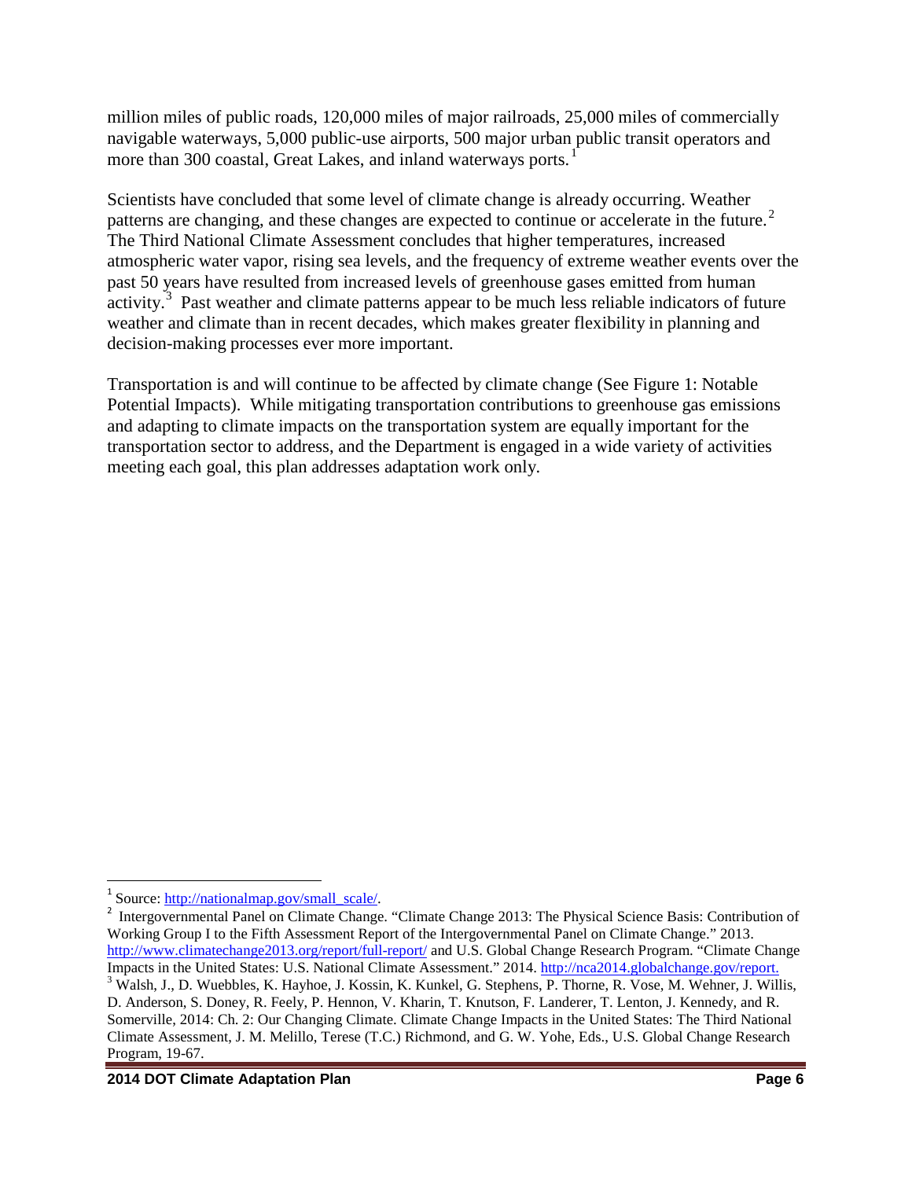million miles of public roads, 120,000 miles of major railroads, 25,000 miles of commercially navigable waterways, 5,000 public-use airports, 500 major urban public transit operators and more than 300 coastal, Great Lakes, and inland waterways ports.[1]

Scientists have concluded that some level of climate change is already occurring. Weather patterns are changing, and these changes are expected to continue or accelerate in the future.[2] The Third National Climate Assessment concludes that higher temperatures, increased atmospheric water vapor, rising sea levels, and the frequency of extreme weather events over the past 50 years have resulted from increased levels of greenhouse gases emitted from human activity.[3] Past weather and climate patterns appear to be much less reliable indicators of future weather and climate than in recent decades, which makes greater flexibility in planning and decision-making processes ever more important.

Transportation is and will continue to be affected by climate change (See Figure 1: Notable Potential Impacts). While mitigating transportation contributions to greenhouse gas emissions and adapting to climate impacts on the transportation system are equally important for the transportation sector to address, and the Department is engaged in a wide variety of activities meeting each goal, this plan addresses adaptation work only.

---

[1] Source: http://nationalmap.gov/small_scale/.

[2] Intergovernmental Panel on Climate Change. "Climate Change 2013: The Physical Science Basis: Contribution of Working Group I to the Fifth Assessment Report of the Intergovernmental Panel on Climate Change." 2013. http://www.climatechange2013.org/report/full-report/ and U.S. Global Change Research Program. "Climate Change Impacts in the United States: U.S. National Climate Assessment." 2014. http://nca2014.globalchange.gov/report.

[3] Walsh, J., D. Wuebbles, K. Hayhoe, J. Kossin, K. Kunkel, G. Stephens, P. Thorne, R. Vose, M. Wehner, J. Willis, D. Anderson, S. Doney, R. Feely, P. Hennon, V. Kharin, T. Knutson, F. Landerer, T. Lenton, J. Kennedy, and R. Somerville, 2014: Ch. 2: Our Changing Climate. Climate Change Impacts in the United States: The Third National Climate Assessment, J. M. Melillo, Terese (T.C.) Richmond, and G. W. Yohe, Eds., U.S. Global Change Research Program, 19-67.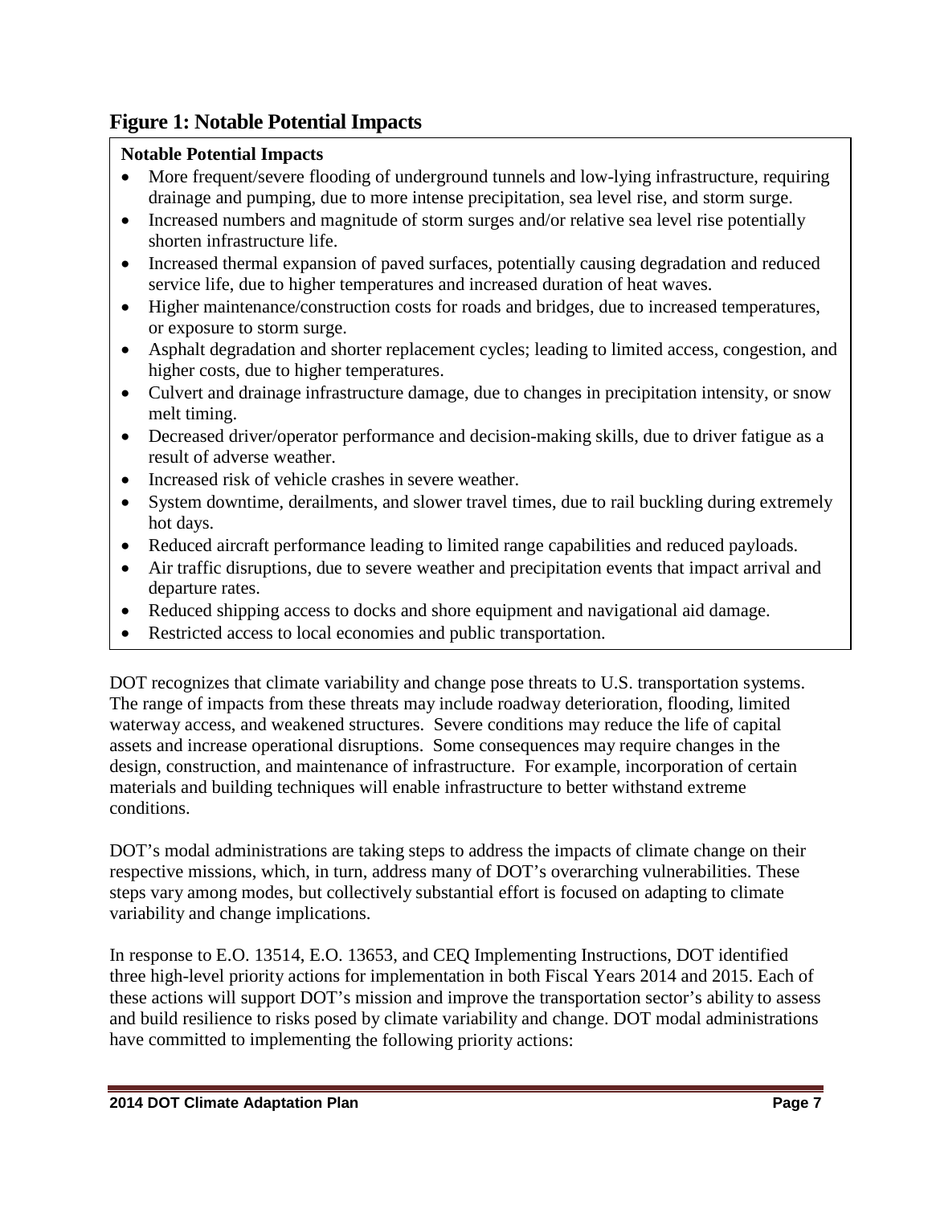## Figure 1: Notable Potential Impacts

**Notable Potential Impacts**

- More frequent/severe flooding of underground tunnels and low-lying infrastructure, requiring drainage and pumping, due to more intense precipitation, sea level rise, and storm surge.
- Increased numbers and magnitude of storm surges and/or relative sea level rise potentially shorten infrastructure life.
- Increased thermal expansion of paved surfaces, potentially causing degradation and reduced service life, due to higher temperatures and increased duration of heat waves.
- Higher maintenance/construction costs for roads and bridges, due to increased temperatures, or exposure to storm surge.
- Asphalt degradation and shorter replacement cycles; leading to limited access, congestion, and higher costs, due to higher temperatures.
- Culvert and drainage infrastructure damage, due to changes in precipitation intensity, or snow melt timing.
- Decreased driver/operator performance and decision-making skills, due to driver fatigue as a result of adverse weather.
- Increased risk of vehicle crashes in severe weather.
- System downtime, derailments, and slower travel times, due to rail buckling during extremely hot days.
- Reduced aircraft performance leading to limited range capabilities and reduced payloads.
- Air traffic disruptions, due to severe weather and precipitation events that impact arrival and departure rates.
- Reduced shipping access to docks and shore equipment and navigational aid damage.
- Restricted access to local economies and public transportation.

DOT recognizes that climate variability and change pose threats to U.S. transportation systems. The range of impacts from these threats may include roadway deterioration, flooding, limited waterway access, and weakened structures. Severe conditions may reduce the life of capital assets and increase operational disruptions. Some consequences may require changes in the design, construction, and maintenance of infrastructure. For example, incorporation of certain materials and building techniques will enable infrastructure to better withstand extreme conditions.

DOT's modal administrations are taking steps to address the impacts of climate change on their respective missions, which, in turn, address many of DOT's overarching vulnerabilities. These steps vary among modes, but collectively substantial effort is focused on adapting to climate variability and change implications.

In response to E.O. 13514, E.O. 13653, and CEQ Implementing Instructions, DOT identified three high-level priority actions for implementation in both Fiscal Years 2014 and 2015. Each of these actions will support DOT's mission and improve the transportation sector's ability to assess and build resilience to risks posed by climate variability and change. DOT modal administrations have committed to implementing the following priority actions: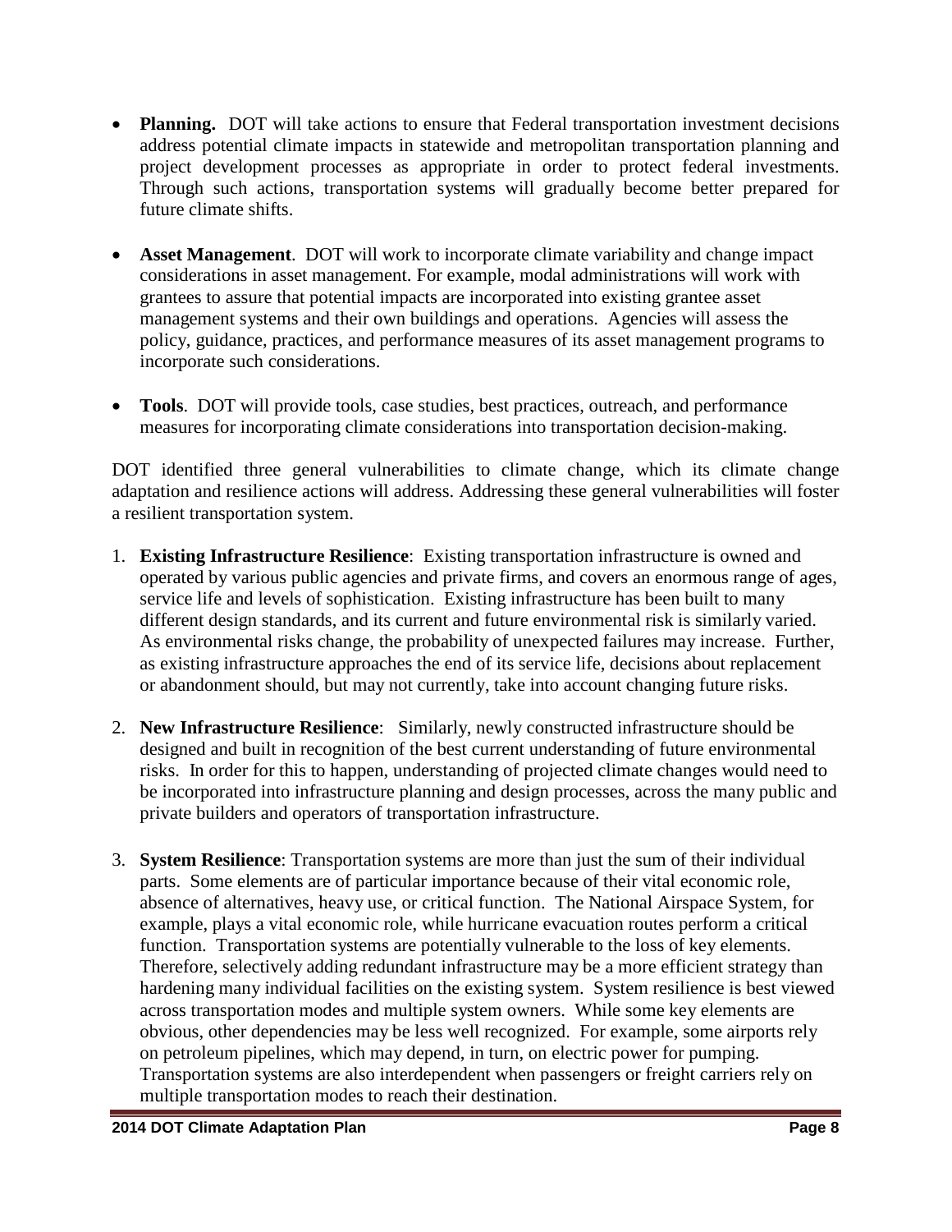- **Planning.** DOT will take actions to ensure that Federal transportation investment decisions address potential climate impacts in statewide and metropolitan transportation planning and project development processes as appropriate in order to protect federal investments. Through such actions, transportation systems will gradually become better prepared for future climate shifts.

- **Asset Management**. DOT will work to incorporate climate variability and change impact considerations in asset management. For example, modal administrations will work with grantees to assure that potential impacts are incorporated into existing grantee asset management systems and their own buildings and operations. Agencies will assess the policy, guidance, practices, and performance measures of its asset management programs to incorporate such considerations.

- **Tools**. DOT will provide tools, case studies, best practices, outreach, and performance measures for incorporating climate considerations into transportation decision-making.

DOT identified three general vulnerabilities to climate change, which its climate change adaptation and resilience actions will address. Addressing these general vulnerabilities will foster a resilient transportation system.

1. **Existing Infrastructure Resilience**: Existing transportation infrastructure is owned and operated by various public agencies and private firms, and covers an enormous range of ages, service life and levels of sophistication. Existing infrastructure has been built to many different design standards, and its current and future environmental risk is similarly varied. As environmental risks change, the probability of unexpected failures may increase. Further, as existing infrastructure approaches the end of its service life, decisions about replacement or abandonment should, but may not currently, take into account changing future risks.

2. **New Infrastructure Resilience**: Similarly, newly constructed infrastructure should be designed and built in recognition of the best current understanding of future environmental risks. In order for this to happen, understanding of projected climate changes would need to be incorporated into infrastructure planning and design processes, across the many public and private builders and operators of transportation infrastructure.

3. **System Resilience**: Transportation systems are more than just the sum of their individual parts. Some elements are of particular importance because of their vital economic role, absence of alternatives, heavy use, or critical function. The National Airspace System, for example, plays a vital economic role, while hurricane evacuation routes perform a critical function. Transportation systems are potentially vulnerable to the loss of key elements. Therefore, selectively adding redundant infrastructure may be a more efficient strategy than hardening many individual facilities on the existing system. System resilience is best viewed across transportation modes and multiple system owners. While some key elements are obvious, other dependencies may be less well recognized. For example, some airports rely on petroleum pipelines, which may depend, in turn, on electric power for pumping. Transportation systems are also interdependent when passengers or freight carriers rely on multiple transportation modes to reach their destination.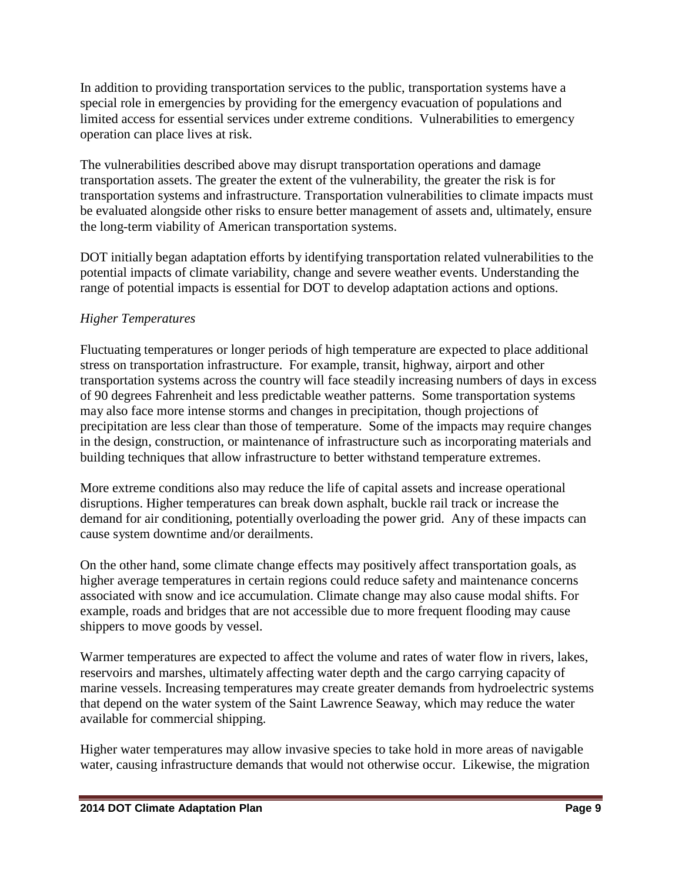In addition to providing transportation services to the public, transportation systems have a special role in emergencies by providing for the emergency evacuation of populations and limited access for essential services under extreme conditions. Vulnerabilities to emergency operation can place lives at risk.

The vulnerabilities described above may disrupt transportation operations and damage transportation assets. The greater the extent of the vulnerability, the greater the risk is for transportation systems and infrastructure. Transportation vulnerabilities to climate impacts must be evaluated alongside other risks to ensure better management of assets and, ultimately, ensure the long-term viability of American transportation systems.

DOT initially began adaptation efforts by identifying transportation related vulnerabilities to the potential impacts of climate variability, change and severe weather events. Understanding the range of potential impacts is essential for DOT to develop adaptation actions and options.

*Higher Temperatures*

Fluctuating temperatures or longer periods of high temperature are expected to place additional stress on transportation infrastructure. For example, transit, highway, airport and other transportation systems across the country will face steadily increasing numbers of days in excess of 90 degrees Fahrenheit and less predictable weather patterns. Some transportation systems may also face more intense storms and changes in precipitation, though projections of precipitation are less clear than those of temperature. Some of the impacts may require changes in the design, construction, or maintenance of infrastructure such as incorporating materials and building techniques that allow infrastructure to better withstand temperature extremes.

More extreme conditions also may reduce the life of capital assets and increase operational disruptions. Higher temperatures can break down asphalt, buckle rail track or increase the demand for air conditioning, potentially overloading the power grid. Any of these impacts can cause system downtime and/or derailments.

On the other hand, some climate change effects may positively affect transportation goals, as higher average temperatures in certain regions could reduce safety and maintenance concerns associated with snow and ice accumulation. Climate change may also cause modal shifts. For example, roads and bridges that are not accessible due to more frequent flooding may cause shippers to move goods by vessel.

Warmer temperatures are expected to affect the volume and rates of water flow in rivers, lakes, reservoirs and marshes, ultimately affecting water depth and the cargo carrying capacity of marine vessels. Increasing temperatures may create greater demands from hydroelectric systems that depend on the water system of the Saint Lawrence Seaway, which may reduce the water available for commercial shipping.

Higher water temperatures may allow invasive species to take hold in more areas of navigable water, causing infrastructure demands that would not otherwise occur. Likewise, the migration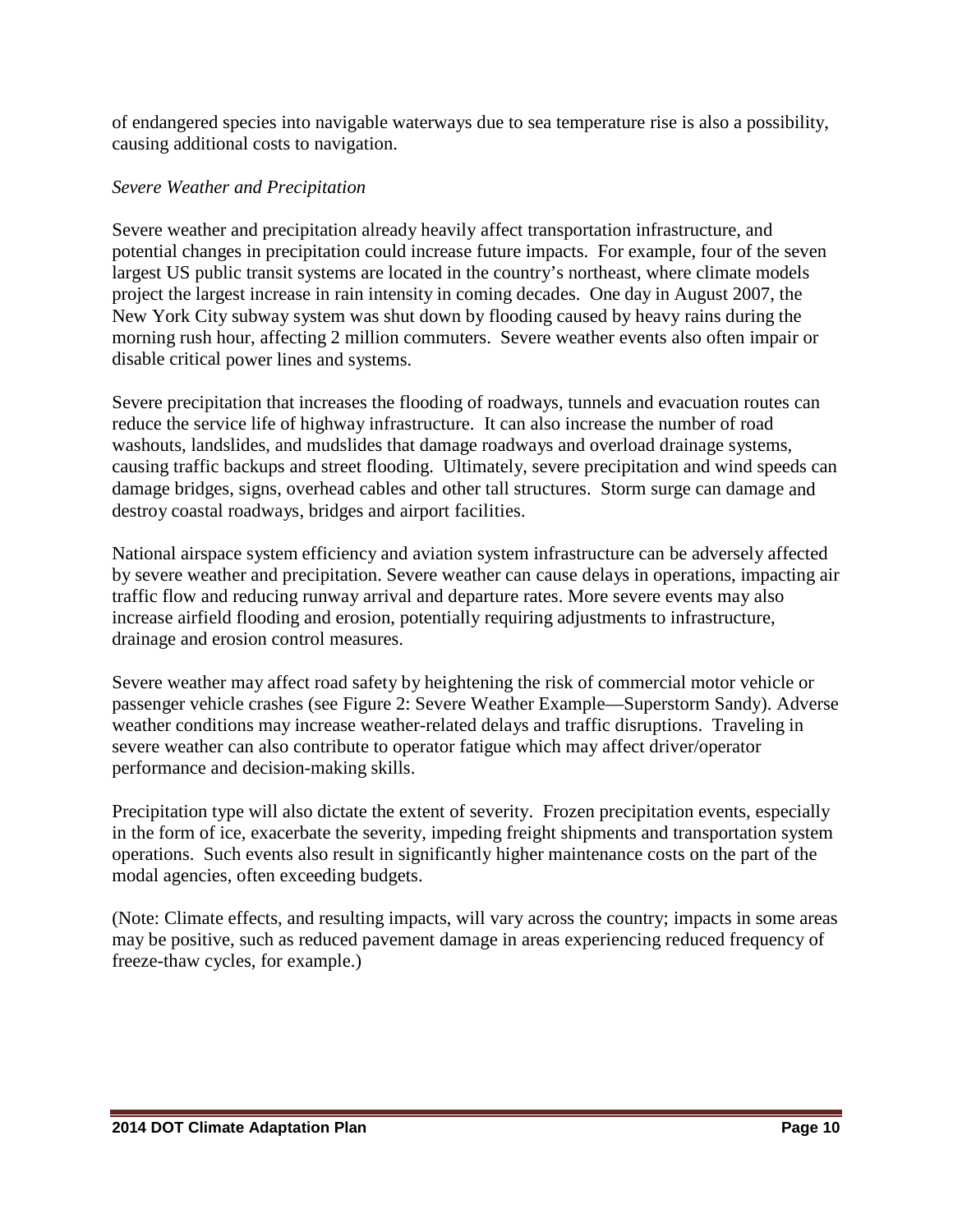of endangered species into navigable waterways due to sea temperature rise is also a possibility, causing additional costs to navigation.

*Severe Weather and Precipitation*

Severe weather and precipitation already heavily affect transportation infrastructure, and potential changes in precipitation could increase future impacts. For example, four of the seven largest US public transit systems are located in the country's northeast, where climate models project the largest increase in rain intensity in coming decades. One day in August 2007, the New York City subway system was shut down by flooding caused by heavy rains during the morning rush hour, affecting 2 million commuters. Severe weather events also often impair or disable critical power lines and systems.

Severe precipitation that increases the flooding of roadways, tunnels and evacuation routes can reduce the service life of highway infrastructure. It can also increase the number of road washouts, landslides, and mudslides that damage roadways and overload drainage systems, causing traffic backups and street flooding. Ultimately, severe precipitation and wind speeds can damage bridges, signs, overhead cables and other tall structures. Storm surge can damage and destroy coastal roadways, bridges and airport facilities.

National airspace system efficiency and aviation system infrastructure can be adversely affected by severe weather and precipitation. Severe weather can cause delays in operations, impacting air traffic flow and reducing runway arrival and departure rates. More severe events may also increase airfield flooding and erosion, potentially requiring adjustments to infrastructure, drainage and erosion control measures.

Severe weather may affect road safety by heightening the risk of commercial motor vehicle or passenger vehicle crashes (see Figure 2: Severe Weather Example—Superstorm Sandy). Adverse weather conditions may increase weather-related delays and traffic disruptions. Traveling in severe weather can also contribute to operator fatigue which may affect driver/operator performance and decision-making skills.

Precipitation type will also dictate the extent of severity. Frozen precipitation events, especially in the form of ice, exacerbate the severity, impeding freight shipments and transportation system operations. Such events also result in significantly higher maintenance costs on the part of the modal agencies, often exceeding budgets.

(Note: Climate effects, and resulting impacts, will vary across the country; impacts in some areas may be positive, such as reduced pavement damage in areas experiencing reduced frequency of freeze-thaw cycles, for example.)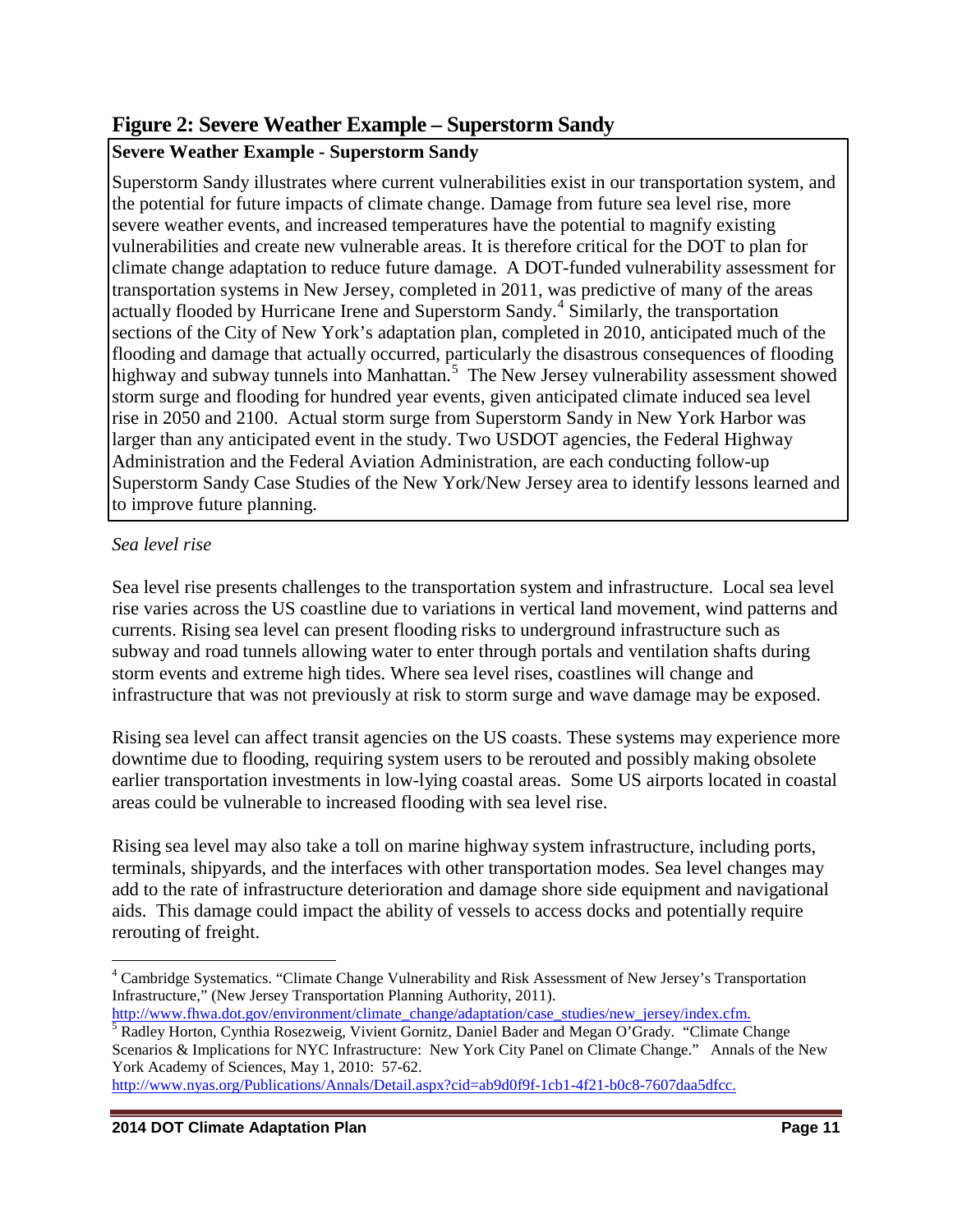## Figure 2: Severe Weather Example – Superstorm Sandy

**Severe Weather Example - Superstorm Sandy**

Superstorm Sandy illustrates where current vulnerabilities exist in our transportation system, and the potential for future impacts of climate change. Damage from future sea level rise, more severe weather events, and increased temperatures have the potential to magnify existing vulnerabilities and create new vulnerable areas. It is therefore critical for the DOT to plan for climate change adaptation to reduce future damage. A DOT-funded vulnerability assessment for transportation systems in New Jersey, completed in 2011, was predictive of many of the areas actually flooded by Hurricane Irene and Superstorm Sandy.[4] Similarly, the transportation sections of the City of New York's adaptation plan, completed in 2010, anticipated much of the flooding and damage that actually occurred, particularly the disastrous consequences of flooding highway and subway tunnels into Manhattan.[5] The New Jersey vulnerability assessment showed storm surge and flooding for hundred year events, given anticipated climate induced sea level rise in 2050 and 2100. Actual storm surge from Superstorm Sandy in New York Harbor was larger than any anticipated event in the study. Two USDOT agencies, the Federal Highway Administration and the Federal Aviation Administration, are each conducting follow-up Superstorm Sandy Case Studies of the New York/New Jersey area to identify lessons learned and to improve future planning.

*Sea level rise*

Sea level rise presents challenges to the transportation system and infrastructure. Local sea level rise varies across the US coastline due to variations in vertical land movement, wind patterns and currents. Rising sea level can present flooding risks to underground infrastructure such as subway and road tunnels allowing water to enter through portals and ventilation shafts during storm events and extreme high tides. Where sea level rises, coastlines will change and infrastructure that was not previously at risk to storm surge and wave damage may be exposed.

Rising sea level can affect transit agencies on the US coasts. These systems may experience more downtime due to flooding, requiring system users to be rerouted and possibly making obsolete earlier transportation investments in low-lying coastal areas. Some US airports located in coastal areas could be vulnerable to increased flooding with sea level rise.

Rising sea level may also take a toll on marine highway system infrastructure, including ports, terminals, shipyards, and the interfaces with other transportation modes. Sea level changes may add to the rate of infrastructure deterioration and damage shore side equipment and navigational aids. This damage could impact the ability of vessels to access docks and potentially require rerouting of freight.

---

[4] Cambridge Systematics. "Climate Change Vulnerability and Risk Assessment of New Jersey's Transportation Infrastructure," (New Jersey Transportation Planning Authority, 2011). http://www.fhwa.dot.gov/environment/climate_change/adaptation/case_studies/new_jersey/index.cfm.

[5] Radley Horton, Cynthia Rosezweig, Vivient Gornitz, Daniel Bader and Megan O'Grady. "Climate Change Scenarios & Implications for NYC Infrastructure: New York City Panel on Climate Change." Annals of the New York Academy of Sciences, May 1, 2010: 57-62. http://www.nyas.org/Publications/Annals/Detail.aspx?cid=ab9d0f9f-1cb1-4f21-b0c8-7607daa5dfcc.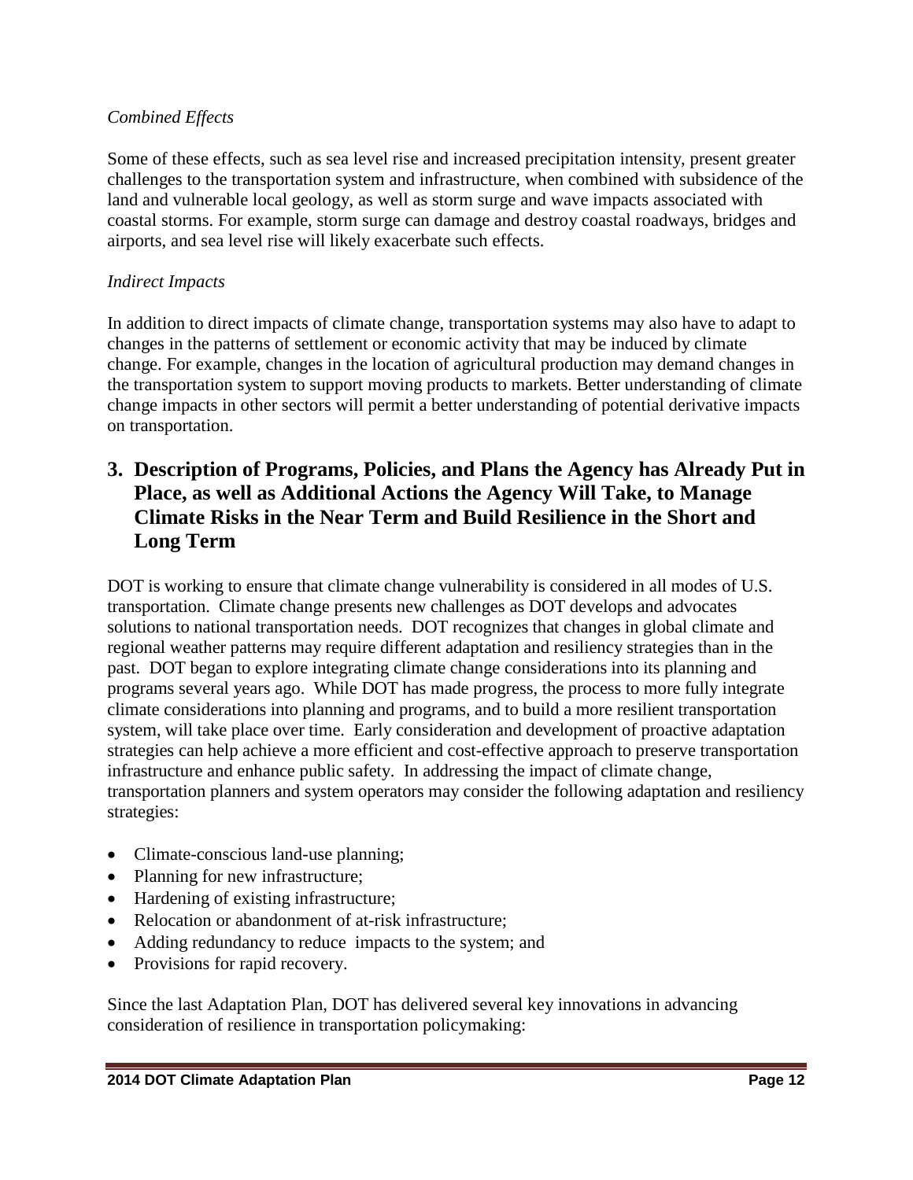*Combined Effects*

Some of these effects, such as sea level rise and increased precipitation intensity, present greater challenges to the transportation system and infrastructure, when combined with subsidence of the land and vulnerable local geology, as well as storm surge and wave impacts associated with coastal storms. For example, storm surge can damage and destroy coastal roadways, bridges and airports, and sea level rise will likely exacerbate such effects.

*Indirect Impacts*

In addition to direct impacts of climate change, transportation systems may also have to adapt to changes in the patterns of settlement or economic activity that may be induced by climate change. For example, changes in the location of agricultural production may demand changes in the transportation system to support moving products to markets. Better understanding of climate change impacts in other sectors will permit a better understanding of potential derivative impacts on transportation.

## 3. Description of Programs, Policies, and Plans the Agency has Already Put in Place, as well as Additional Actions the Agency Will Take, to Manage Climate Risks in the Near Term and Build Resilience in the Short and Long Term

DOT is working to ensure that climate change vulnerability is considered in all modes of U.S. transportation. Climate change presents new challenges as DOT develops and advocates solutions to national transportation needs. DOT recognizes that changes in global climate and regional weather patterns may require different adaptation and resiliency strategies than in the past. DOT began to explore integrating climate change considerations into its planning and programs several years ago. While DOT has made progress, the process to more fully integrate climate considerations into planning and programs, and to build a more resilient transportation system, will take place over time. Early consideration and development of proactive adaptation strategies can help achieve a more efficient and cost-effective approach to preserve transportation infrastructure and enhance public safety. In addressing the impact of climate change, transportation planners and system operators may consider the following adaptation and resiliency strategies:

- Climate-conscious land-use planning;
- Planning for new infrastructure;
- Hardening of existing infrastructure;
- Relocation or abandonment of at-risk infrastructure;
- Adding redundancy to reduce impacts to the system; and
- Provisions for rapid recovery.

Since the last Adaptation Plan, DOT has delivered several key innovations in advancing consideration of resilience in transportation policymaking: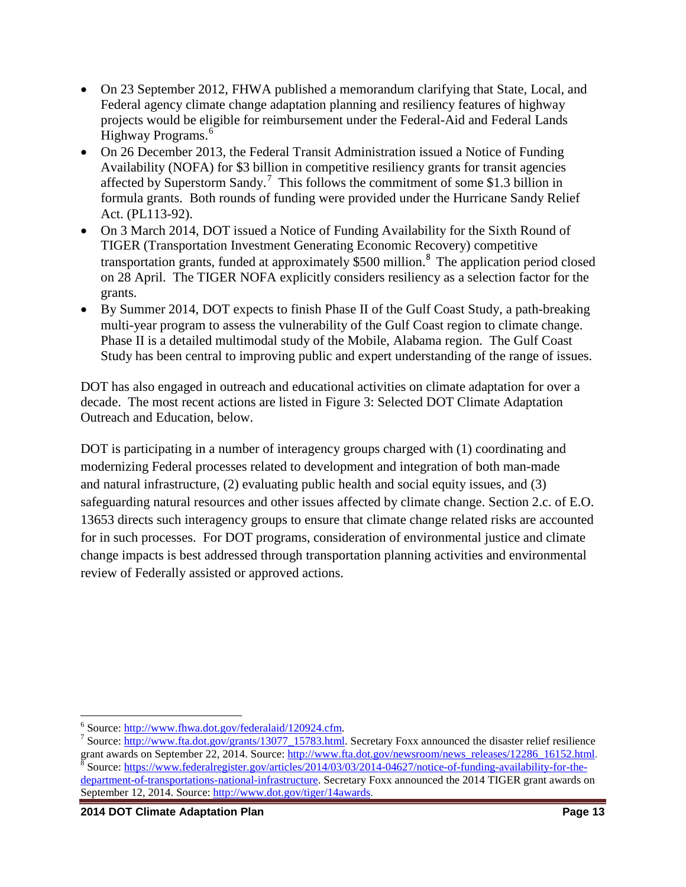- On 23 September 2012, FHWA published a memorandum clarifying that State, Local, and Federal agency climate change adaptation planning and resiliency features of highway projects would be eligible for reimbursement under the Federal-Aid and Federal Lands Highway Programs.[6]
- On 26 December 2013, the Federal Transit Administration issued a Notice of Funding Availability (NOFA) for $3 billion in competitive resiliency grants for transit agencies affected by Superstorm Sandy.[7] This follows the commitment of some $1.3 billion in formula grants. Both rounds of funding were provided under the Hurricane Sandy Relief Act. (PL113-92).
- On 3 March 2014, DOT issued a Notice of Funding Availability for the Sixth Round of TIGER (Transportation Investment Generating Economic Recovery) competitive transportation grants, funded at approximately $500 million.[8] The application period closed on 28 April. The TIGER NOFA explicitly considers resiliency as a selection factor for the grants.
- By Summer 2014, DOT expects to finish Phase II of the Gulf Coast Study, a path-breaking multi-year program to assess the vulnerability of the Gulf Coast region to climate change. Phase II is a detailed multimodal study of the Mobile, Alabama region. The Gulf Coast Study has been central to improving public and expert understanding of the range of issues.

DOT has also engaged in outreach and educational activities on climate adaptation for over a decade. The most recent actions are listed in Figure 3: Selected DOT Climate Adaptation Outreach and Education, below.

DOT is participating in a number of interagency groups charged with (1) coordinating and modernizing Federal processes related to development and integration of both man-made and natural infrastructure, (2) evaluating public health and social equity issues, and (3) safeguarding natural resources and other issues affected by climate change. Section 2.c. of E.O. 13653 directs such interagency groups to ensure that climate change related risks are accounted for in such processes. For DOT programs, consideration of environmental justice and climate change impacts is best addressed through transportation planning activities and environmental review of Federally assisted or approved actions.

---

[6] Source: http://www.fhwa.dot.gov/federalaid/120924.cfm.

[7] Source: http://www.fta.dot.gov/grants/13077_15783.html. Secretary Foxx announced the disaster relief resilience grant awards on September 22, 2014. Source: http://www.fta.dot.gov/newsroom/news_releases/12286_16152.html.

[8] Source: https://www.federalregister.gov/articles/2014/03/03/2014-04627/notice-of-funding-availability-for-the-department-of-transportations-national-infrastructure. Secretary Foxx announced the 2014 TIGER grant awards on September 12, 2014. Source: http://www.dot.gov/tiger/14awards.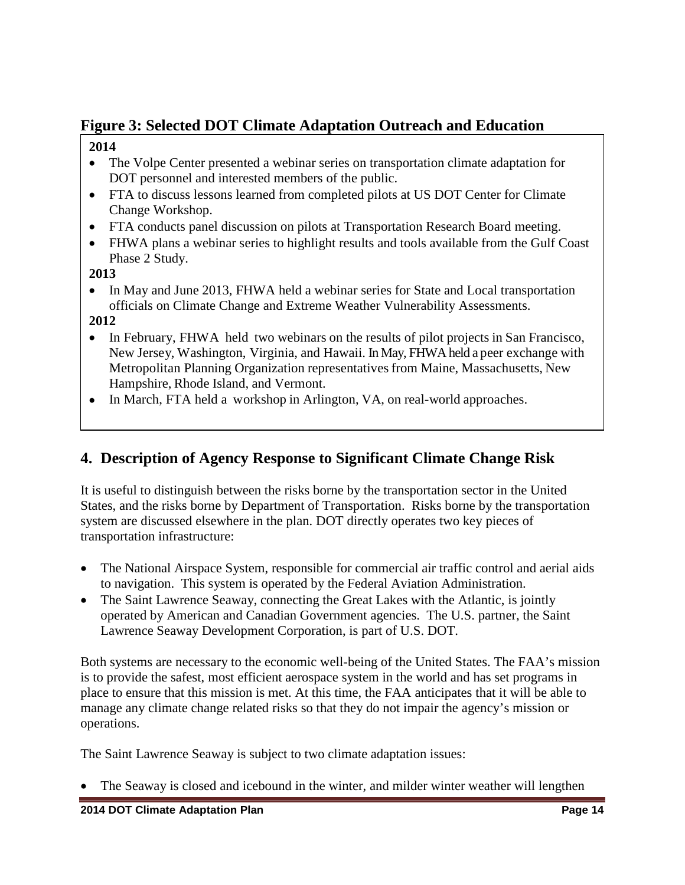## Figure 3: Selected DOT Climate Adaptation Outreach and Education

**2014**

- The Volpe Center presented a webinar series on transportation climate adaptation for DOT personnel and interested members of the public.
- FTA to discuss lessons learned from completed pilots at US DOT Center for Climate Change Workshop.
- FTA conducts panel discussion on pilots at Transportation Research Board meeting.
- FHWA plans a webinar series to highlight results and tools available from the Gulf Coast Phase 2 Study.

**2013**

- In May and June 2013, FHWA held a webinar series for State and Local transportation officials on Climate Change and Extreme Weather Vulnerability Assessments.

**2012**

- In February, FHWA held two webinars on the results of pilot projects in San Francisco, New Jersey, Washington, Virginia, and Hawaii. In May, FHWA held a peer exchange with Metropolitan Planning Organization representatives from Maine, Massachusetts, New Hampshire, Rhode Island, and Vermont.
- In March, FTA held a workshop in Arlington, VA, on real-world approaches.

## 4. Description of Agency Response to Significant Climate Change Risk

It is useful to distinguish between the risks borne by the transportation sector in the United States, and the risks borne by Department of Transportation. Risks borne by the transportation system are discussed elsewhere in the plan. DOT directly operates two key pieces of transportation infrastructure:

- The National Airspace System, responsible for commercial air traffic control and aerial aids to navigation. This system is operated by the Federal Aviation Administration.
- The Saint Lawrence Seaway, connecting the Great Lakes with the Atlantic, is jointly operated by American and Canadian Government agencies. The U.S. partner, the Saint Lawrence Seaway Development Corporation, is part of U.S. DOT.

Both systems are necessary to the economic well-being of the United States. The FAA's mission is to provide the safest, most efficient aerospace system in the world and has set programs in place to ensure that this mission is met. At this time, the FAA anticipates that it will be able to manage any climate change related risks so that they do not impair the agency's mission or operations.

The Saint Lawrence Seaway is subject to two climate adaptation issues:

- The Seaway is closed and icebound in the winter, and milder winter weather will lengthen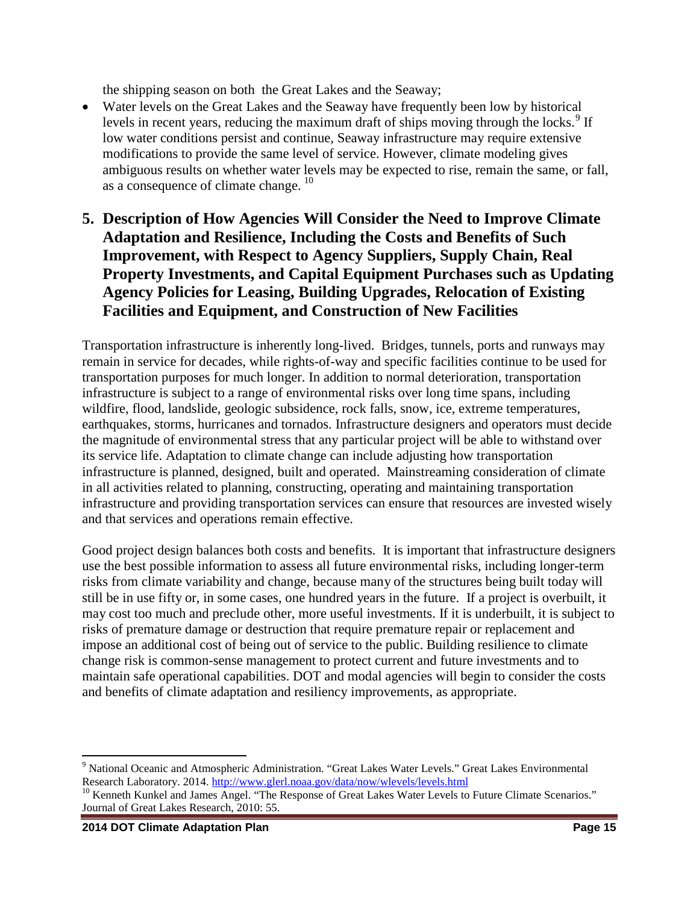the shipping season on both the Great Lakes and the Seaway;

- Water levels on the Great Lakes and the Seaway have frequently been low by historical levels in recent years, reducing the maximum draft of ships moving through the locks.[9] If low water conditions persist and continue, Seaway infrastructure may require extensive modifications to provide the same level of service. However, climate modeling gives ambiguous results on whether water levels may be expected to rise, remain the same, or fall, as a consequence of climate change. [10]

## 5. Description of How Agencies Will Consider the Need to Improve Climate Adaptation and Resilience, Including the Costs and Benefits of Such Improvement, with Respect to Agency Suppliers, Supply Chain, Real Property Investments, and Capital Equipment Purchases such as Updating Agency Policies for Leasing, Building Upgrades, Relocation of Existing Facilities and Equipment, and Construction of New Facilities

Transportation infrastructure is inherently long-lived. Bridges, tunnels, ports and runways may remain in service for decades, while rights-of-way and specific facilities continue to be used for transportation purposes for much longer. In addition to normal deterioration, transportation infrastructure is subject to a range of environmental risks over long time spans, including wildfire, flood, landslide, geologic subsidence, rock falls, snow, ice, extreme temperatures, earthquakes, storms, hurricanes and tornados. Infrastructure designers and operators must decide the magnitude of environmental stress that any particular project will be able to withstand over its service life. Adaptation to climate change can include adjusting how transportation infrastructure is planned, designed, built and operated. Mainstreaming consideration of climate in all activities related to planning, constructing, operating and maintaining transportation infrastructure and providing transportation services can ensure that resources are invested wisely and that services and operations remain effective.

Good project design balances both costs and benefits. It is important that infrastructure designers use the best possible information to assess all future environmental risks, including longer-term risks from climate variability and change, because many of the structures being built today will still be in use fifty or, in some cases, one hundred years in the future. If a project is overbuilt, it may cost too much and preclude other, more useful investments. If it is underbuilt, it is subject to risks of premature damage or destruction that require premature repair or replacement and impose an additional cost of being out of service to the public. Building resilience to climate change risk is common-sense management to protect current and future investments and to maintain safe operational capabilities. DOT and modal agencies will begin to consider the costs and benefits of climate adaptation and resiliency improvements, as appropriate.

---

[9] National Oceanic and Atmospheric Administration. "Great Lakes Water Levels." Great Lakes Environmental Research Laboratory. 2014. http://www.glerl.noaa.gov/data/now/wlevels/levels.html

[10] Kenneth Kunkel and James Angel. "The Response of Great Lakes Water Levels to Future Climate Scenarios." Journal of Great Lakes Research, 2010: 55.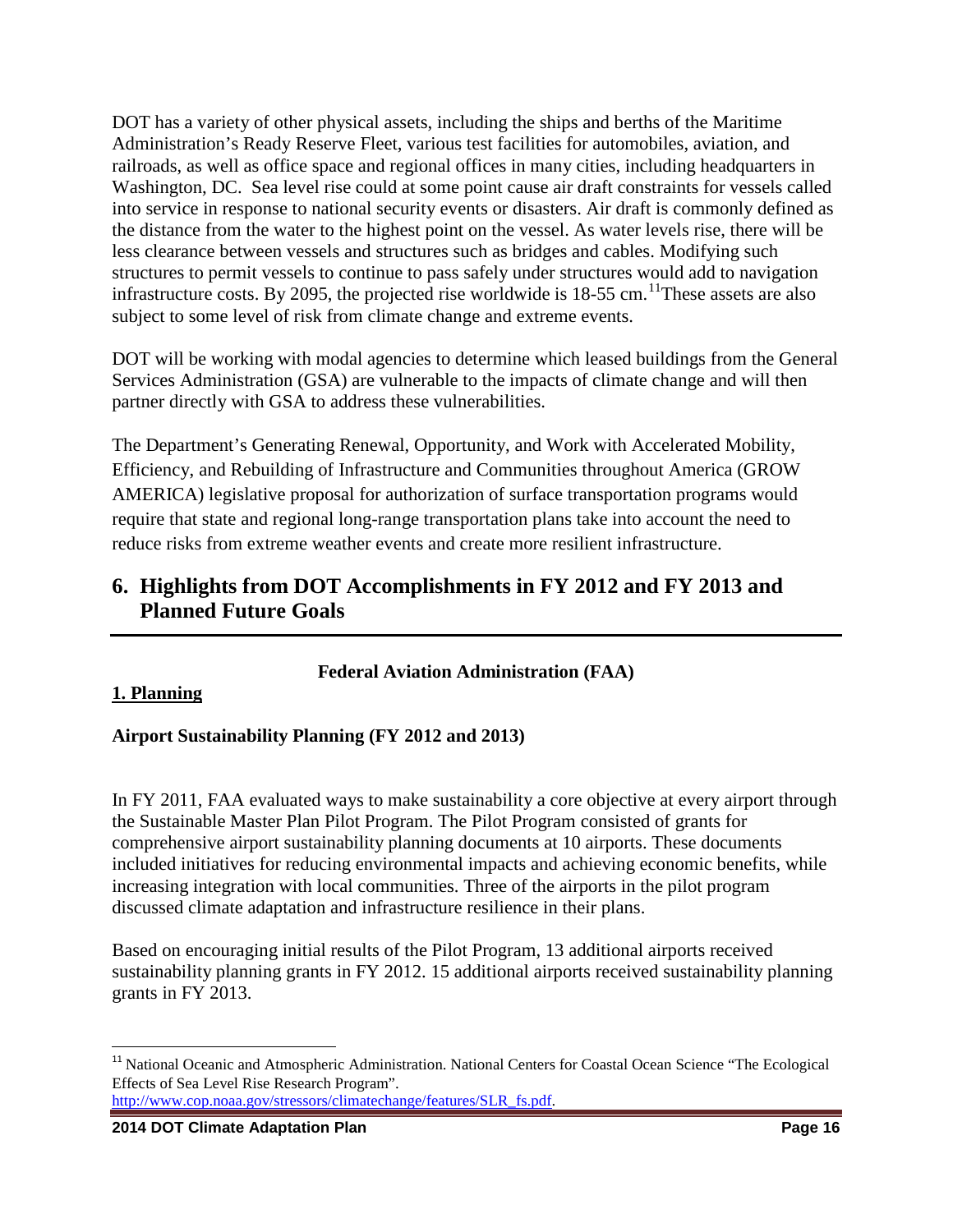DOT has a variety of other physical assets, including the ships and berths of the Maritime Administration's Ready Reserve Fleet, various test facilities for automobiles, aviation, and railroads, as well as office space and regional offices in many cities, including headquarters in Washington, DC. Sea level rise could at some point cause air draft constraints for vessels called into service in response to national security events or disasters. Air draft is commonly defined as the distance from the water to the highest point on the vessel. As water levels rise, there will be less clearance between vessels and structures such as bridges and cables. Modifying such structures to permit vessels to continue to pass safely under structures would add to navigation infrastructure costs. By 2095, the projected rise worldwide is 18-55 cm.[11]These assets are also subject to some level of risk from climate change and extreme events.

DOT will be working with modal agencies to determine which leased buildings from the General Services Administration (GSA) are vulnerable to the impacts of climate change and will then partner directly with GSA to address these vulnerabilities.

The Department's Generating Renewal, Opportunity, and Work with Accelerated Mobility, Efficiency, and Rebuilding of Infrastructure and Communities throughout America (GROW AMERICA) legislative proposal for authorization of surface transportation programs would require that state and regional long-range transportation plans take into account the need to reduce risks from extreme weather events and create more resilient infrastructure.

## 6. Highlights from DOT Accomplishments in FY 2012 and FY 2013 and Planned Future Goals

**Federal Aviation Administration (FAA)**

**1. Planning**

**Airport Sustainability Planning (FY 2012 and 2013)**

In FY 2011, FAA evaluated ways to make sustainability a core objective at every airport through the Sustainable Master Plan Pilot Program. The Pilot Program consisted of grants for comprehensive airport sustainability planning documents at 10 airports. These documents included initiatives for reducing environmental impacts and achieving economic benefits, while increasing integration with local communities. Three of the airports in the pilot program discussed climate adaptation and infrastructure resilience in their plans.

Based on encouraging initial results of the Pilot Program, 13 additional airports received sustainability planning grants in FY 2012. 15 additional airports received sustainability planning grants in FY 2013.

---

[11] National Oceanic and Atmospheric Administration. National Centers for Coastal Ocean Science "The Ecological Effects of Sea Level Rise Research Program". http://www.cop.noaa.gov/stressors/climatechange/features/SLR_fs.pdf.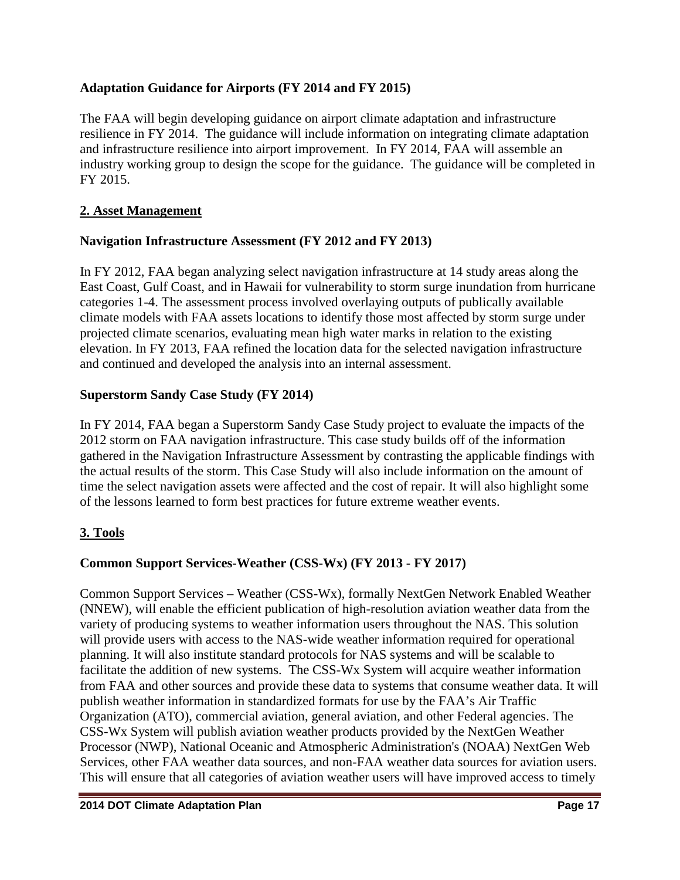**Adaptation Guidance for Airports (FY 2014 and FY 2015)**

The FAA will begin developing guidance on airport climate adaptation and infrastructure resilience in FY 2014. The guidance will include information on integrating climate adaptation and infrastructure resilience into airport improvement. In FY 2014, FAA will assemble an industry working group to design the scope for the guidance. The guidance will be completed in FY 2015.

## 2. Asset Management

**Navigation Infrastructure Assessment (FY 2012 and FY 2013)**

In FY 2012, FAA began analyzing select navigation infrastructure at 14 study areas along the East Coast, Gulf Coast, and in Hawaii for vulnerability to storm surge inundation from hurricane categories 1-4. The assessment process involved overlaying outputs of publically available climate models with FAA assets locations to identify those most affected by storm surge under projected climate scenarios, evaluating mean high water marks in relation to the existing elevation. In FY 2013, FAA refined the location data for the selected navigation infrastructure and continued and developed the analysis into an internal assessment.

**Superstorm Sandy Case Study (FY 2014)**

In FY 2014, FAA began a Superstorm Sandy Case Study project to evaluate the impacts of the 2012 storm on FAA navigation infrastructure. This case study builds off of the information gathered in the Navigation Infrastructure Assessment by contrasting the applicable findings with the actual results of the storm. This Case Study will also include information on the amount of time the select navigation assets were affected and the cost of repair. It will also highlight some of the lessons learned to form best practices for future extreme weather events.

## 3. Tools

**Common Support Services-Weather (CSS-Wx) (FY 2013 - FY 2017)**

Common Support Services – Weather (CSS-Wx), formally NextGen Network Enabled Weather (NNEW), will enable the efficient publication of high-resolution aviation weather data from the variety of producing systems to weather information users throughout the NAS. This solution will provide users with access to the NAS-wide weather information required for operational planning. It will also institute standard protocols for NAS systems and will be scalable to facilitate the addition of new systems. The CSS-Wx System will acquire weather information from FAA and other sources and provide these data to systems that consume weather data. It will publish weather information in standardized formats for use by the FAA's Air Traffic Organization (ATO), commercial aviation, general aviation, and other Federal agencies. The CSS-Wx System will publish aviation weather products provided by the NextGen Weather Processor (NWP), National Oceanic and Atmospheric Administration's (NOAA) NextGen Web Services, other FAA weather data sources, and non-FAA weather data sources for aviation users. This will ensure that all categories of aviation weather users will have improved access to timely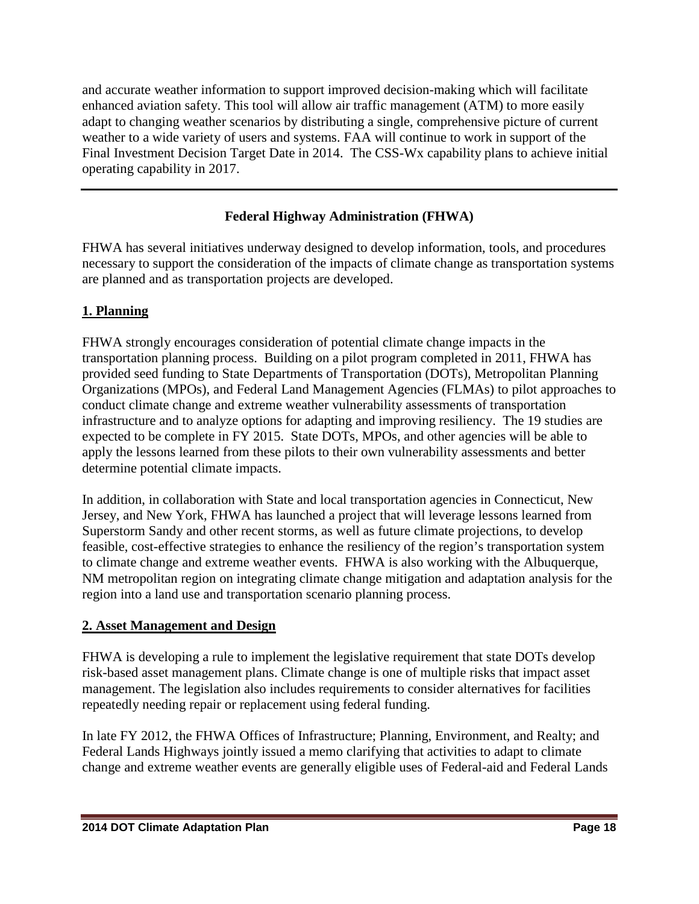and accurate weather information to support improved decision-making which will facilitate enhanced aviation safety. This tool will allow air traffic management (ATM) to more easily adapt to changing weather scenarios by distributing a single, comprehensive picture of current weather to a wide variety of users and systems. FAA will continue to work in support of the Final Investment Decision Target Date in 2014. The CSS-Wx capability plans to achieve initial operating capability in 2017.

---

## Federal Highway Administration (FHWA)

FHWA has several initiatives underway designed to develop information, tools, and procedures necessary to support the consideration of the impacts of climate change as transportation systems are planned and as transportation projects are developed.

### 1. Planning

FHWA strongly encourages consideration of potential climate change impacts in the transportation planning process. Building on a pilot program completed in 2011, FHWA has provided seed funding to State Departments of Transportation (DOTs), Metropolitan Planning Organizations (MPOs), and Federal Land Management Agencies (FLMAs) to pilot approaches to conduct climate change and extreme weather vulnerability assessments of transportation infrastructure and to analyze options for adapting and improving resiliency. The 19 studies are expected to be complete in FY 2015. State DOTs, MPOs, and other agencies will be able to apply the lessons learned from these pilots to their own vulnerability assessments and better determine potential climate impacts.

In addition, in collaboration with State and local transportation agencies in Connecticut, New Jersey, and New York, FHWA has launched a project that will leverage lessons learned from Superstorm Sandy and other recent storms, as well as future climate projections, to develop feasible, cost-effective strategies to enhance the resiliency of the region's transportation system to climate change and extreme weather events. FHWA is also working with the Albuquerque, NM metropolitan region on integrating climate change mitigation and adaptation analysis for the region into a land use and transportation scenario planning process.

### 2. Asset Management and Design

FHWA is developing a rule to implement the legislative requirement that state DOTs develop risk-based asset management plans. Climate change is one of multiple risks that impact asset management. The legislation also includes requirements to consider alternatives for facilities repeatedly needing repair or replacement using federal funding.

In late FY 2012, the FHWA Offices of Infrastructure; Planning, Environment, and Realty; and Federal Lands Highways jointly issued a memo clarifying that activities to adapt to climate change and extreme weather events are generally eligible uses of Federal-aid and Federal Lands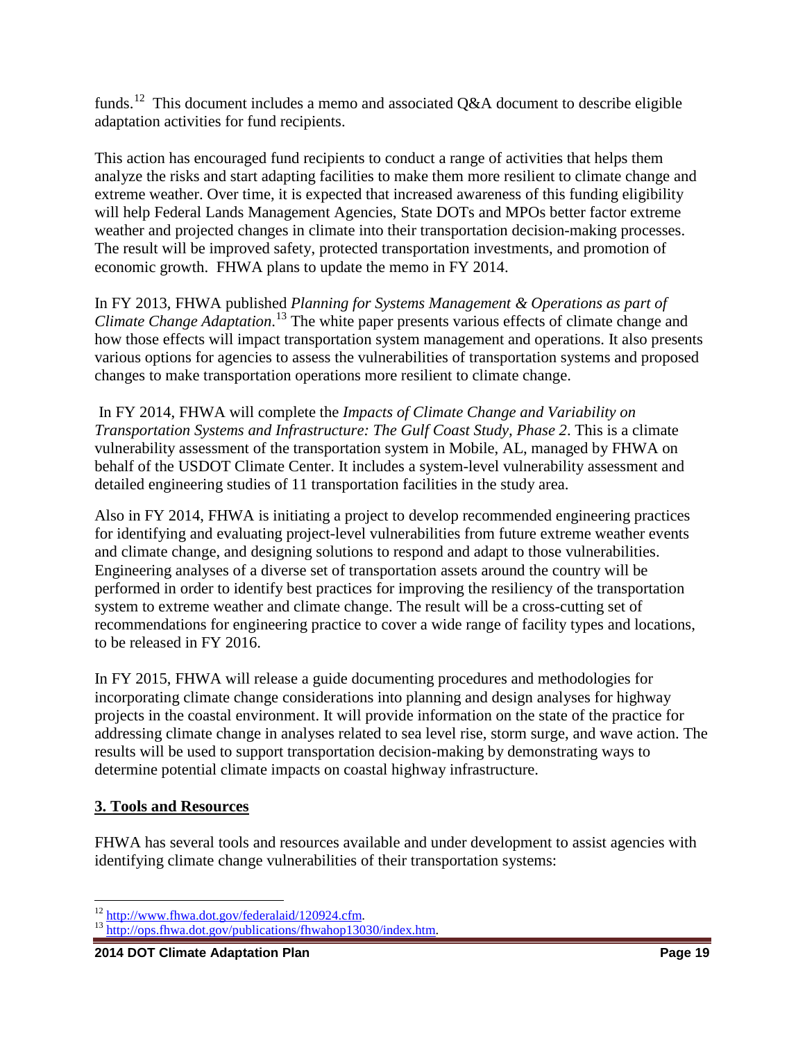funds.[12] This document includes a memo and associated Q&A document to describe eligible adaptation activities for fund recipients.

This action has encouraged fund recipients to conduct a range of activities that helps them analyze the risks and start adapting facilities to make them more resilient to climate change and extreme weather. Over time, it is expected that increased awareness of this funding eligibility will help Federal Lands Management Agencies, State DOTs and MPOs better factor extreme weather and projected changes in climate into their transportation decision-making processes. The result will be improved safety, protected transportation investments, and promotion of economic growth. FHWA plans to update the memo in FY 2014.

In FY 2013, FHWA published *Planning for Systems Management & Operations as part of Climate Change Adaptation*.[13] The white paper presents various effects of climate change and how those effects will impact transportation system management and operations. It also presents various options for agencies to assess the vulnerabilities of transportation systems and proposed changes to make transportation operations more resilient to climate change.

In FY 2014, FHWA will complete the *Impacts of Climate Change and Variability on Transportation Systems and Infrastructure: The Gulf Coast Study, Phase 2*. This is a climate vulnerability assessment of the transportation system in Mobile, AL, managed by FHWA on behalf of the USDOT Climate Center. It includes a system-level vulnerability assessment and detailed engineering studies of 11 transportation facilities in the study area.

Also in FY 2014, FHWA is initiating a project to develop recommended engineering practices for identifying and evaluating project-level vulnerabilities from future extreme weather events and climate change, and designing solutions to respond and adapt to those vulnerabilities. Engineering analyses of a diverse set of transportation assets around the country will be performed in order to identify best practices for improving the resiliency of the transportation system to extreme weather and climate change. The result will be a cross-cutting set of recommendations for engineering practice to cover a wide range of facility types and locations, to be released in FY 2016.

In FY 2015, FHWA will release a guide documenting procedures and methodologies for incorporating climate change considerations into planning and design analyses for highway projects in the coastal environment. It will provide information on the state of the practice for addressing climate change in analyses related to sea level rise, storm surge, and wave action. The results will be used to support transportation decision-making by demonstrating ways to determine potential climate impacts on coastal highway infrastructure.

## 3. Tools and Resources

FHWA has several tools and resources available and under development to assist agencies with identifying climate change vulnerabilities of their transportation systems:

---

[12] http://www.fhwa.dot.gov/federalaid/120924.cfm.

[13] http://ops.fhwa.dot.gov/publications/fhwahop13030/index.htm.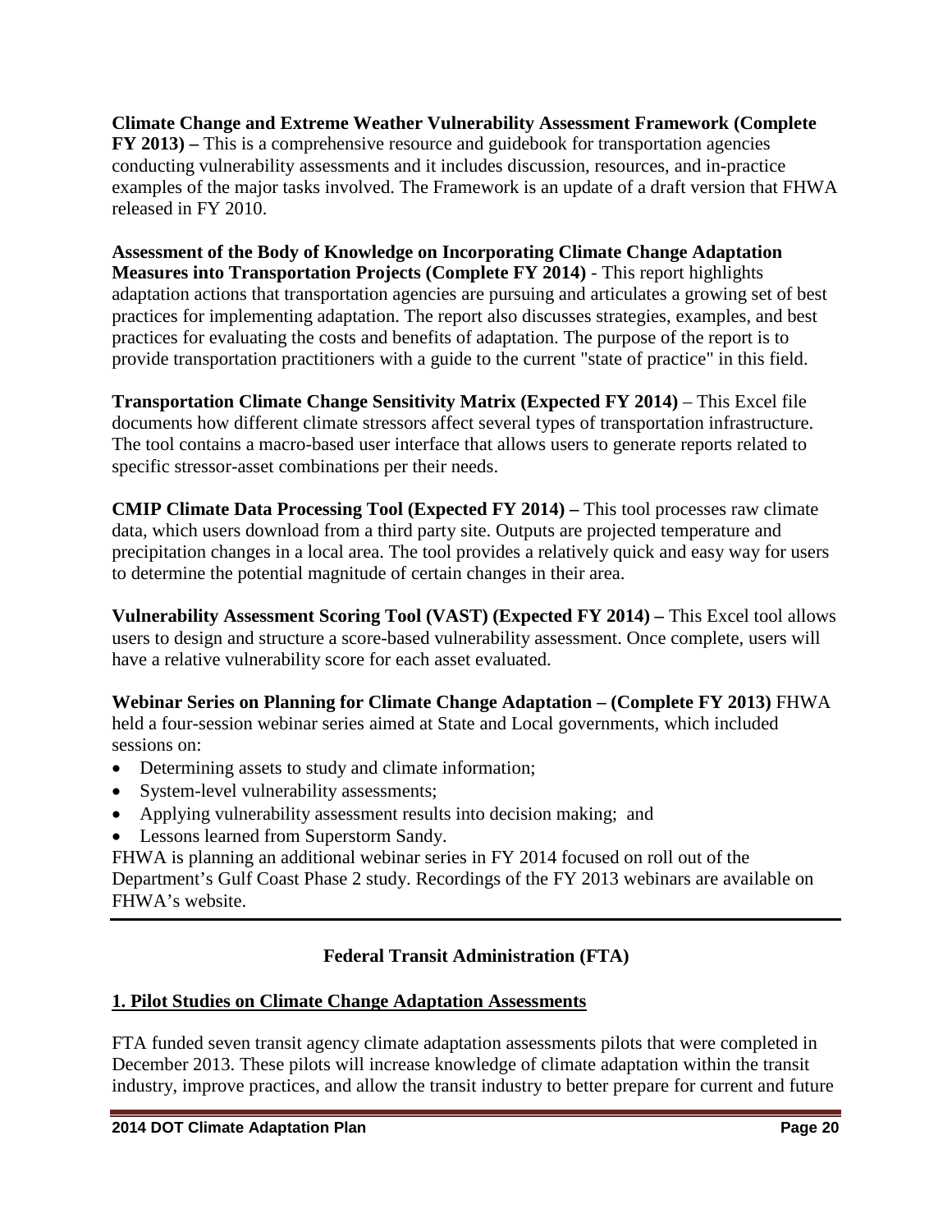**Climate Change and Extreme Weather Vulnerability Assessment Framework (Complete FY 2013) –** This is a comprehensive resource and guidebook for transportation agencies conducting vulnerability assessments and it includes discussion, resources, and in-practice examples of the major tasks involved. The Framework is an update of a draft version that FHWA released in FY 2010.

**Assessment of the Body of Knowledge on Incorporating Climate Change Adaptation Measures into Transportation Projects (Complete FY 2014)** - This report highlights adaptation actions that transportation agencies are pursuing and articulates a growing set of best practices for implementing adaptation. The report also discusses strategies, examples, and best practices for evaluating the costs and benefits of adaptation. The purpose of the report is to provide transportation practitioners with a guide to the current "state of practice" in this field.

**Transportation Climate Change Sensitivity Matrix (Expected FY 2014)** – This Excel file documents how different climate stressors affect several types of transportation infrastructure. The tool contains a macro-based user interface that allows users to generate reports related to specific stressor-asset combinations per their needs.

**CMIP Climate Data Processing Tool (Expected FY 2014) –** This tool processes raw climate data, which users download from a third party site. Outputs are projected temperature and precipitation changes in a local area. The tool provides a relatively quick and easy way for users to determine the potential magnitude of certain changes in their area.

**Vulnerability Assessment Scoring Tool (VAST) (Expected FY 2014) –** This Excel tool allows users to design and structure a score-based vulnerability assessment. Once complete, users will have a relative vulnerability score for each asset evaluated.

**Webinar Series on Planning for Climate Change Adaptation – (Complete FY 2013)** FHWA held a four-session webinar series aimed at State and Local governments, which included sessions on:

- Determining assets to study and climate information;
- System-level vulnerability assessments;
- Applying vulnerability assessment results into decision making; and
- Lessons learned from Superstorm Sandy.

FHWA is planning an additional webinar series in FY 2014 focused on roll out of the Department's Gulf Coast Phase 2 study. Recordings of the FY 2013 webinars are available on FHWA's website.

## Federal Transit Administration (FTA)

### 1. Pilot Studies on Climate Change Adaptation Assessments

FTA funded seven transit agency climate adaptation assessments pilots that were completed in December 2013. These pilots will increase knowledge of climate adaptation within the transit industry, improve practices, and allow the transit industry to better prepare for current and future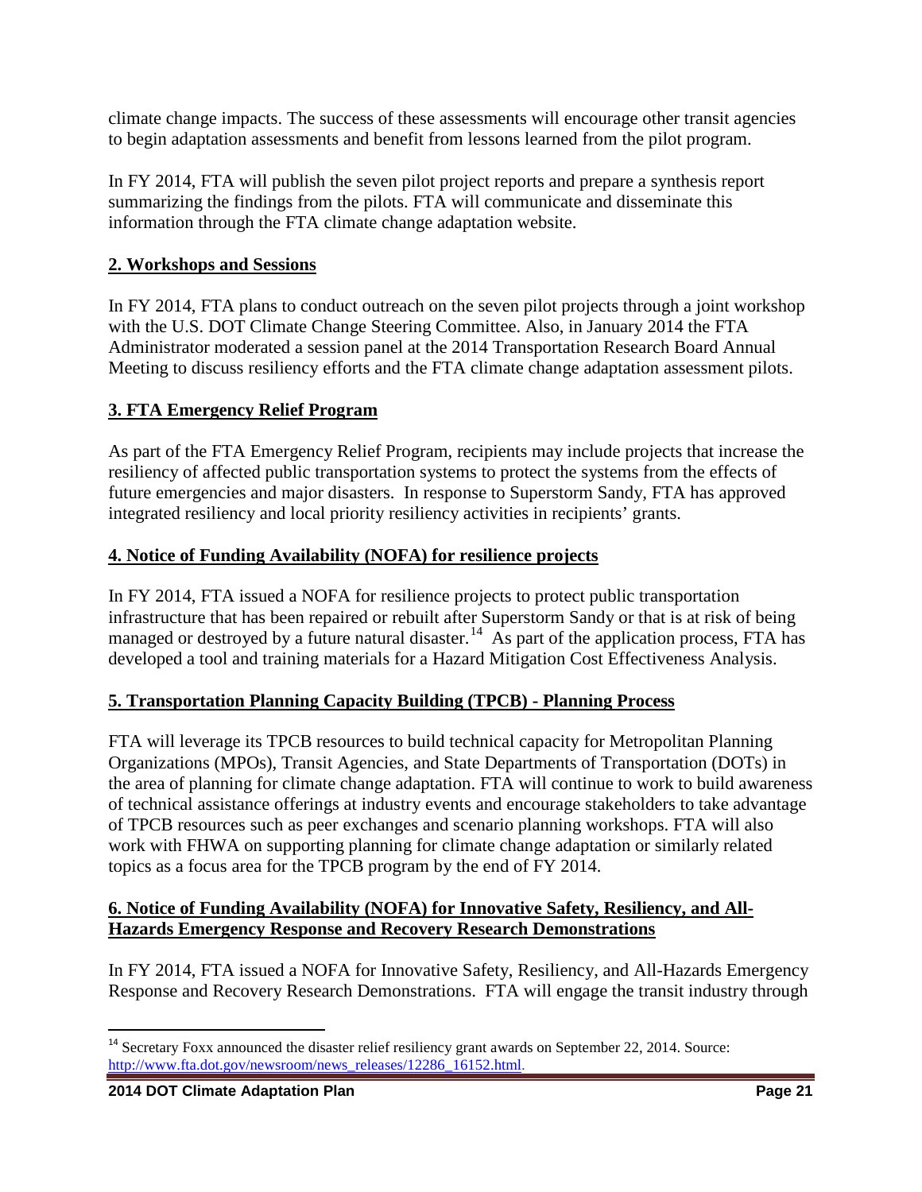climate change impacts. The success of these assessments will encourage other transit agencies to begin adaptation assessments and benefit from lessons learned from the pilot program.

In FY 2014, FTA will publish the seven pilot project reports and prepare a synthesis report summarizing the findings from the pilots. FTA will communicate and disseminate this information through the FTA climate change adaptation website.

### 2. Workshops and Sessions

In FY 2014, FTA plans to conduct outreach on the seven pilot projects through a joint workshop with the U.S. DOT Climate Change Steering Committee. Also, in January 2014 the FTA Administrator moderated a session panel at the 2014 Transportation Research Board Annual Meeting to discuss resiliency efforts and the FTA climate change adaptation assessment pilots.

### 3. FTA Emergency Relief Program

As part of the FTA Emergency Relief Program, recipients may include projects that increase the resiliency of affected public transportation systems to protect the systems from the effects of future emergencies and major disasters. In response to Superstorm Sandy, FTA has approved integrated resiliency and local priority resiliency activities in recipients' grants.

### 4. Notice of Funding Availability (NOFA) for resilience projects

In FY 2014, FTA issued a NOFA for resilience projects to protect public transportation infrastructure that has been repaired or rebuilt after Superstorm Sandy or that is at risk of being managed or destroyed by a future natural disaster.[14] As part of the application process, FTA has developed a tool and training materials for a Hazard Mitigation Cost Effectiveness Analysis.

### 5. Transportation Planning Capacity Building (TPCB) - Planning Process

FTA will leverage its TPCB resources to build technical capacity for Metropolitan Planning Organizations (MPOs), Transit Agencies, and State Departments of Transportation (DOTs) in the area of planning for climate change adaptation. FTA will continue to work to build awareness of technical assistance offerings at industry events and encourage stakeholders to take advantage of TPCB resources such as peer exchanges and scenario planning workshops. FTA will also work with FHWA on supporting planning for climate change adaptation or similarly related topics as a focus area for the TPCB program by the end of FY 2014.

### 6. Notice of Funding Availability (NOFA) for Innovative Safety, Resiliency, and All-Hazards Emergency Response and Recovery Research Demonstrations

In FY 2014, FTA issued a NOFA for Innovative Safety, Resiliency, and All-Hazards Emergency Response and Recovery Research Demonstrations. FTA will engage the transit industry through

---

[14] Secretary Foxx announced the disaster relief resiliency grant awards on September 22, 2014. Source: http://www.fta.dot.gov/newsroom/news_releases/12286_16152.html.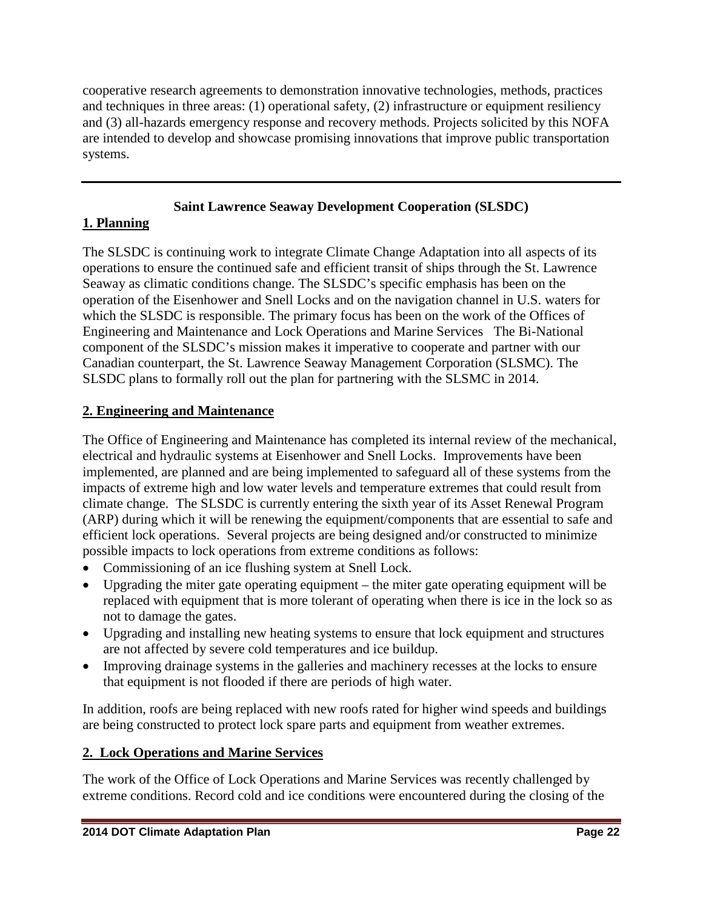cooperative research agreements to demonstration innovative technologies, methods, practices and techniques in three areas: (1) operational safety, (2) infrastructure or equipment resiliency and (3) all-hazards emergency response and recovery methods. Projects solicited by this NOFA are intended to develop and showcase promising innovations that improve public transportation systems.

---

## Saint Lawrence Seaway Development Cooperation (SLSDC)

### 1. Planning

The SLSDC is continuing work to integrate Climate Change Adaptation into all aspects of its operations to ensure the continued safe and efficient transit of ships through the St. Lawrence Seaway as climatic conditions change. The SLSDC's specific emphasis has been on the operation of the Eisenhower and Snell Locks and on the navigation channel in U.S. waters for which the SLSDC is responsible. The primary focus has been on the work of the Offices of Engineering and Maintenance and Lock Operations and Marine Services The Bi-National component of the SLSDC's mission makes it imperative to cooperate and partner with our Canadian counterpart, the St. Lawrence Seaway Management Corporation (SLSMC). The SLSDC plans to formally roll out the plan for partnering with the SLSMC in 2014.

### 2. Engineering and Maintenance

The Office of Engineering and Maintenance has completed its internal review of the mechanical, electrical and hydraulic systems at Eisenhower and Snell Locks. Improvements have been implemented, are planned and are being implemented to safeguard all of these systems from the impacts of extreme high and low water levels and temperature extremes that could result from climate change. The SLSDC is currently entering the sixth year of its Asset Renewal Program (ARP) during which it will be renewing the equipment/components that are essential to safe and efficient lock operations. Several projects are being designed and/or constructed to minimize possible impacts to lock operations from extreme conditions as follows:

- Commissioning of an ice flushing system at Snell Lock.
- Upgrading the miter gate operating equipment – the miter gate operating equipment will be replaced with equipment that is more tolerant of operating when there is ice in the lock so as not to damage the gates.
- Upgrading and installing new heating systems to ensure that lock equipment and structures are not affected by severe cold temperatures and ice buildup.
- Improving drainage systems in the galleries and machinery recesses at the locks to ensure that equipment is not flooded if there are periods of high water.

In addition, roofs are being replaced with new roofs rated for higher wind speeds and buildings are being constructed to protect lock spare parts and equipment from weather extremes.

### 2. Lock Operations and Marine Services

The work of the Office of Lock Operations and Marine Services was recently challenged by extreme conditions. Record cold and ice conditions were encountered during the closing of the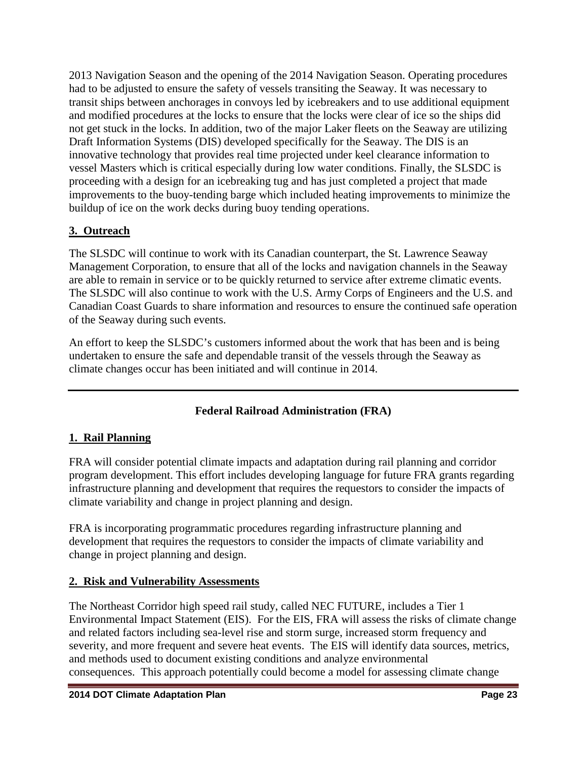2013 Navigation Season and the opening of the 2014 Navigation Season. Operating procedures had to be adjusted to ensure the safety of vessels transiting the Seaway. It was necessary to transit ships between anchorages in convoys led by icebreakers and to use additional equipment and modified procedures at the locks to ensure that the locks were clear of ice so the ships did not get stuck in the locks. In addition, two of the major Laker fleets on the Seaway are utilizing Draft Information Systems (DIS) developed specifically for the Seaway. The DIS is an innovative technology that provides real time projected under keel clearance information to vessel Masters which is critical especially during low water conditions. Finally, the SLSDC is proceeding with a design for an icebreaking tug and has just completed a project that made improvements to the buoy-tending barge which included heating improvements to minimize the buildup of ice on the work decks during buoy tending operations.

**3. Outreach**

The SLSDC will continue to work with its Canadian counterpart, the St. Lawrence Seaway Management Corporation, to ensure that all of the locks and navigation channels in the Seaway are able to remain in service or to be quickly returned to service after extreme climatic events. The SLSDC will also continue to work with the U.S. Army Corps of Engineers and the U.S. and Canadian Coast Guards to share information and resources to ensure the continued safe operation of the Seaway during such events.

An effort to keep the SLSDC's customers informed about the work that has been and is being undertaken to ensure the safe and dependable transit of the vessels through the Seaway as climate changes occur has been initiated and will continue in 2014.

---

## Federal Railroad Administration (FRA)

**1. Rail Planning**

FRA will consider potential climate impacts and adaptation during rail planning and corridor program development. This effort includes developing language for future FRA grants regarding infrastructure planning and development that requires the requestors to consider the impacts of climate variability and change in project planning and design.

FRA is incorporating programmatic procedures regarding infrastructure planning and development that requires the requestors to consider the impacts of climate variability and change in project planning and design.

**2. Risk and Vulnerability Assessments**

The Northeast Corridor high speed rail study, called NEC FUTURE, includes a Tier 1 Environmental Impact Statement (EIS). For the EIS, FRA will assess the risks of climate change and related factors including sea-level rise and storm surge, increased storm frequency and severity, and more frequent and severe heat events. The EIS will identify data sources, metrics, and methods used to document existing conditions and analyze environmental consequences. This approach potentially could become a model for assessing climate change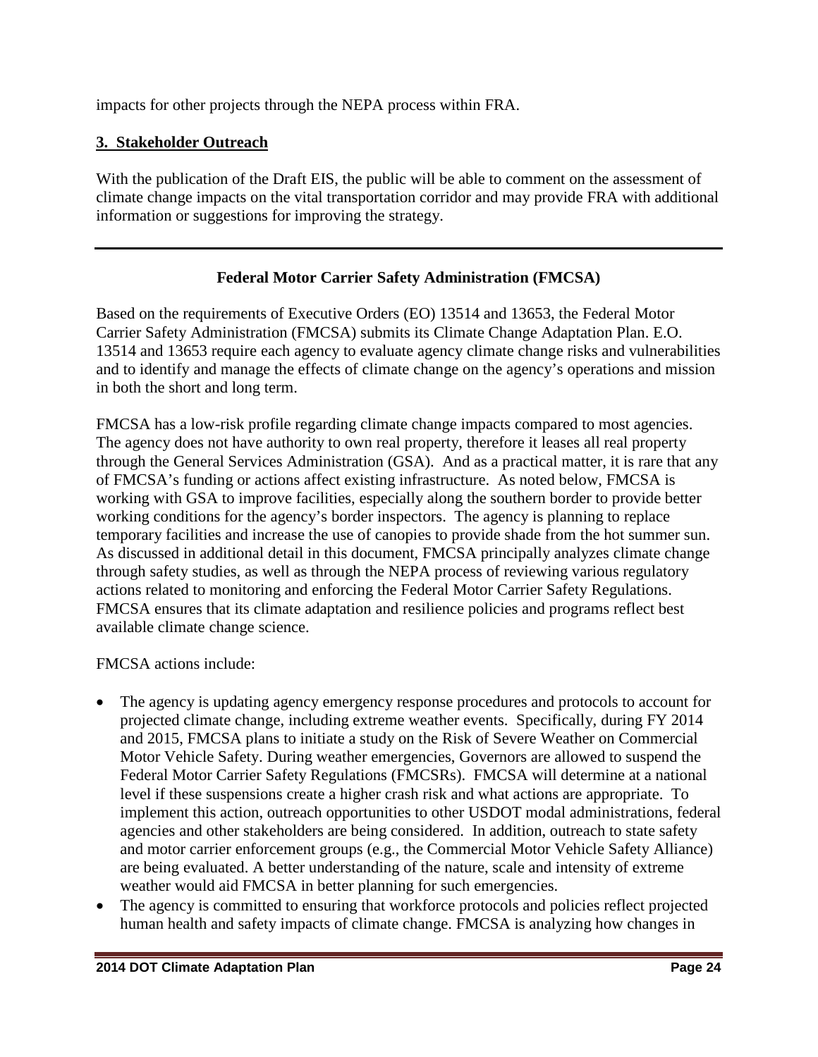impacts for other projects through the NEPA process within FRA.

### 3. Stakeholder Outreach

With the publication of the Draft EIS, the public will be able to comment on the assessment of climate change impacts on the vital transportation corridor and may provide FRA with additional information or suggestions for improving the strategy.

---

## Federal Motor Carrier Safety Administration (FMCSA)

Based on the requirements of Executive Orders (EO) 13514 and 13653, the Federal Motor Carrier Safety Administration (FMCSA) submits its Climate Change Adaptation Plan. E.O. 13514 and 13653 require each agency to evaluate agency climate change risks and vulnerabilities and to identify and manage the effects of climate change on the agency's operations and mission in both the short and long term.

FMCSA has a low-risk profile regarding climate change impacts compared to most agencies. The agency does not have authority to own real property, therefore it leases all real property through the General Services Administration (GSA). And as a practical matter, it is rare that any of FMCSA's funding or actions affect existing infrastructure. As noted below, FMCSA is working with GSA to improve facilities, especially along the southern border to provide better working conditions for the agency's border inspectors. The agency is planning to replace temporary facilities and increase the use of canopies to provide shade from the hot summer sun. As discussed in additional detail in this document, FMCSA principally analyzes climate change through safety studies, as well as through the NEPA process of reviewing various regulatory actions related to monitoring and enforcing the Federal Motor Carrier Safety Regulations. FMCSA ensures that its climate adaptation and resilience policies and programs reflect best available climate change science.

FMCSA actions include:

- The agency is updating agency emergency response procedures and protocols to account for projected climate change, including extreme weather events. Specifically, during FY 2014 and 2015, FMCSA plans to initiate a study on the Risk of Severe Weather on Commercial Motor Vehicle Safety. During weather emergencies, Governors are allowed to suspend the Federal Motor Carrier Safety Regulations (FMCSRs). FMCSA will determine at a national level if these suspensions create a higher crash risk and what actions are appropriate. To implement this action, outreach opportunities to other USDOT modal administrations, federal agencies and other stakeholders are being considered. In addition, outreach to state safety and motor carrier enforcement groups (e.g., the Commercial Motor Vehicle Safety Alliance) are being evaluated. A better understanding of the nature, scale and intensity of extreme weather would aid FMCSA in better planning for such emergencies.
- The agency is committed to ensuring that workforce protocols and policies reflect projected human health and safety impacts of climate change. FMCSA is analyzing how changes in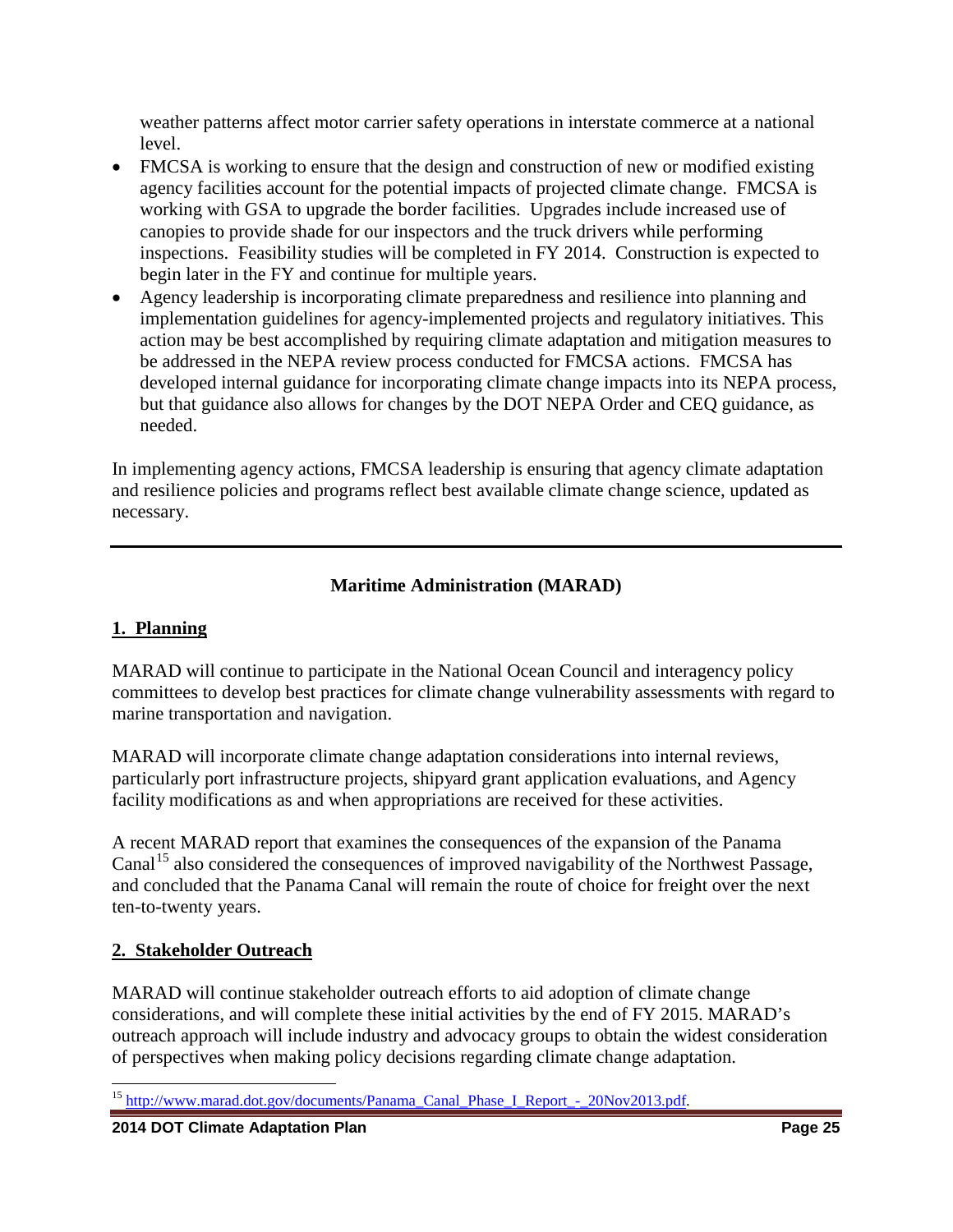weather patterns affect motor carrier safety operations in interstate commerce at a national level.

- FMCSA is working to ensure that the design and construction of new or modified existing agency facilities account for the potential impacts of projected climate change. FMCSA is working with GSA to upgrade the border facilities. Upgrades include increased use of canopies to provide shade for our inspectors and the truck drivers while performing inspections. Feasibility studies will be completed in FY 2014. Construction is expected to begin later in the FY and continue for multiple years.
- Agency leadership is incorporating climate preparedness and resilience into planning and implementation guidelines for agency-implemented projects and regulatory initiatives. This action may be best accomplished by requiring climate adaptation and mitigation measures to be addressed in the NEPA review process conducted for FMCSA actions. FMCSA has developed internal guidance for incorporating climate change impacts into its NEPA process, but that guidance also allows for changes by the DOT NEPA Order and CEQ guidance, as needed.

In implementing agency actions, FMCSA leadership is ensuring that agency climate adaptation and resilience policies and programs reflect best available climate change science, updated as necessary.

---

## Maritime Administration (MARAD)

### 1. Planning

MARAD will continue to participate in the National Ocean Council and interagency policy committees to develop best practices for climate change vulnerability assessments with regard to marine transportation and navigation.

MARAD will incorporate climate change adaptation considerations into internal reviews, particularly port infrastructure projects, shipyard grant application evaluations, and Agency facility modifications as and when appropriations are received for these activities.

A recent MARAD report that examines the consequences of the expansion of the Panama Canal[15] also considered the consequences of improved navigability of the Northwest Passage, and concluded that the Panama Canal will remain the route of choice for freight over the next ten-to-twenty years.

### 2. Stakeholder Outreach

MARAD will continue stakeholder outreach efforts to aid adoption of climate change considerations, and will complete these initial activities by the end of FY 2015. MARAD's outreach approach will include industry and advocacy groups to obtain the widest consideration of perspectives when making policy decisions regarding climate change adaptation.

---

[15] http://www.marad.dot.gov/documents/Panama_Canal_Phase_I_Report_-_20Nov2013.pdf.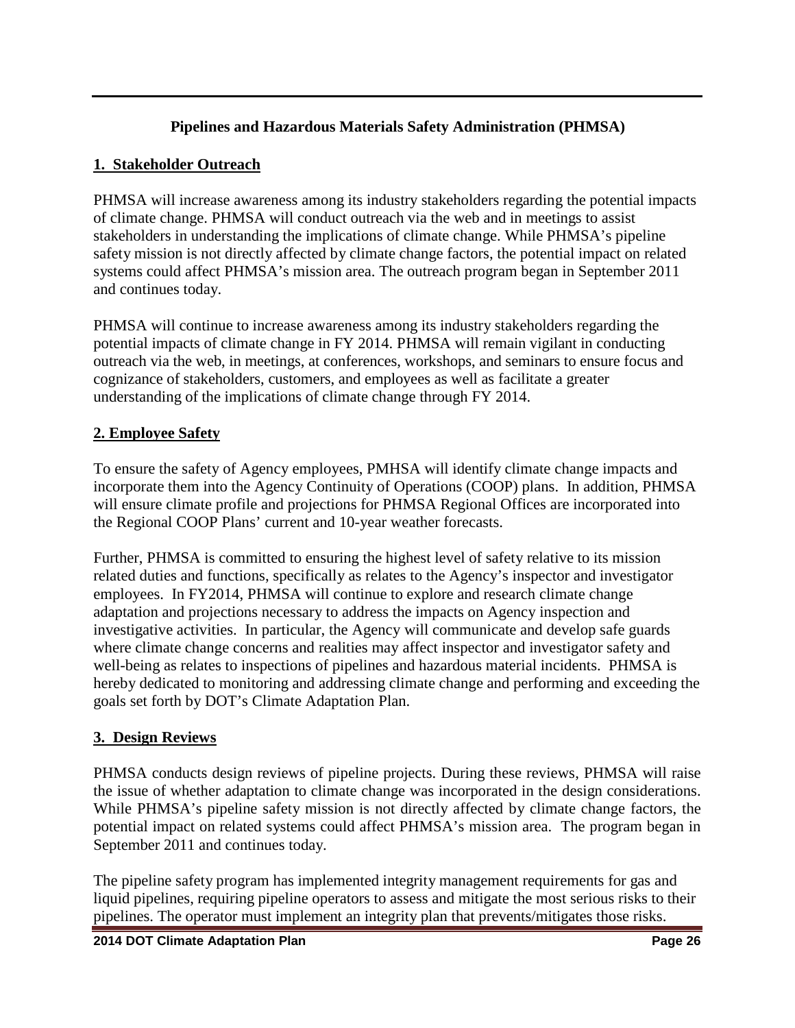## Pipelines and Hazardous Materials Safety Administration (PHMSA)

### 1. Stakeholder Outreach

PHMSA will increase awareness among its industry stakeholders regarding the potential impacts of climate change. PHMSA will conduct outreach via the web and in meetings to assist stakeholders in understanding the implications of climate change. While PHMSA's pipeline safety mission is not directly affected by climate change factors, the potential impact on related systems could affect PHMSA's mission area. The outreach program began in September 2011 and continues today.

PHMSA will continue to increase awareness among its industry stakeholders regarding the potential impacts of climate change in FY 2014. PHMSA will remain vigilant in conducting outreach via the web, in meetings, at conferences, workshops, and seminars to ensure focus and cognizance of stakeholders, customers, and employees as well as facilitate a greater understanding of the implications of climate change through FY 2014.

### 2. Employee Safety

To ensure the safety of Agency employees, PMHSA will identify climate change impacts and incorporate them into the Agency Continuity of Operations (COOP) plans. In addition, PHMSA will ensure climate profile and projections for PHMSA Regional Offices are incorporated into the Regional COOP Plans' current and 10-year weather forecasts.

Further, PHMSA is committed to ensuring the highest level of safety relative to its mission related duties and functions, specifically as relates to the Agency's inspector and investigator employees. In FY2014, PHMSA will continue to explore and research climate change adaptation and projections necessary to address the impacts on Agency inspection and investigative activities. In particular, the Agency will communicate and develop safe guards where climate change concerns and realities may affect inspector and investigator safety and well-being as relates to inspections of pipelines and hazardous material incidents. PHMSA is hereby dedicated to monitoring and addressing climate change and performing and exceeding the goals set forth by DOT's Climate Adaptation Plan.

### 3. Design Reviews

PHMSA conducts design reviews of pipeline projects. During these reviews, PHMSA will raise the issue of whether adaptation to climate change was incorporated in the design considerations. While PHMSA's pipeline safety mission is not directly affected by climate change factors, the potential impact on related systems could affect PHMSA's mission area. The program began in September 2011 and continues today.

The pipeline safety program has implemented integrity management requirements for gas and liquid pipelines, requiring pipeline operators to assess and mitigate the most serious risks to their pipelines. The operator must implement an integrity plan that prevents/mitigates those risks.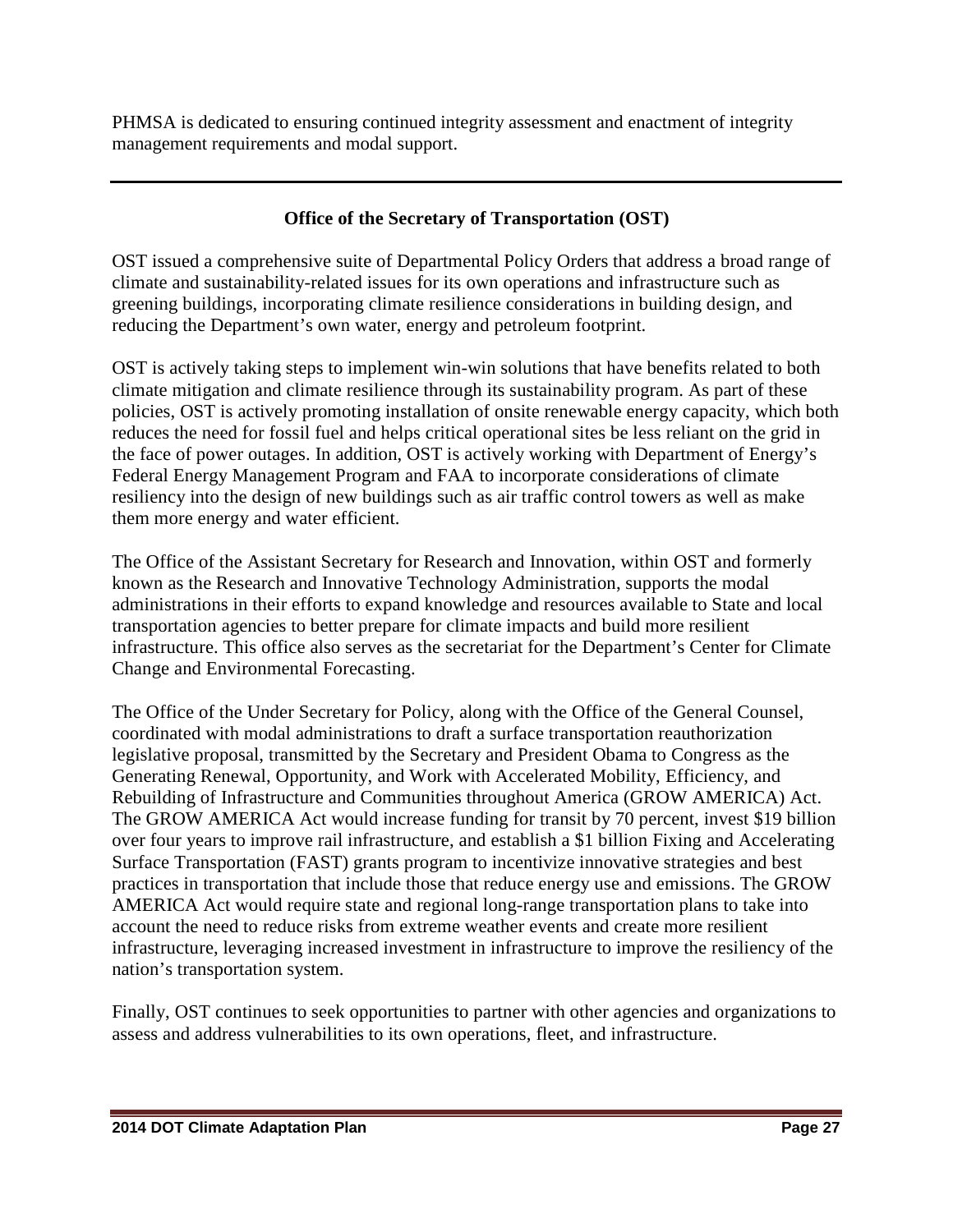PHMSA is dedicated to ensuring continued integrity assessment and enactment of integrity management requirements and modal support.

---

## Office of the Secretary of Transportation (OST)

OST issued a comprehensive suite of Departmental Policy Orders that address a broad range of climate and sustainability-related issues for its own operations and infrastructure such as greening buildings, incorporating climate resilience considerations in building design, and reducing the Department's own water, energy and petroleum footprint.

OST is actively taking steps to implement win-win solutions that have benefits related to both climate mitigation and climate resilience through its sustainability program. As part of these policies, OST is actively promoting installation of onsite renewable energy capacity, which both reduces the need for fossil fuel and helps critical operational sites be less reliant on the grid in the face of power outages. In addition, OST is actively working with Department of Energy's Federal Energy Management Program and FAA to incorporate considerations of climate resiliency into the design of new buildings such as air traffic control towers as well as make them more energy and water efficient.

The Office of the Assistant Secretary for Research and Innovation, within OST and formerly known as the Research and Innovative Technology Administration, supports the modal administrations in their efforts to expand knowledge and resources available to State and local transportation agencies to better prepare for climate impacts and build more resilient infrastructure. This office also serves as the secretariat for the Department's Center for Climate Change and Environmental Forecasting.

The Office of the Under Secretary for Policy, along with the Office of the General Counsel, coordinated with modal administrations to draft a surface transportation reauthorization legislative proposal, transmitted by the Secretary and President Obama to Congress as the Generating Renewal, Opportunity, and Work with Accelerated Mobility, Efficiency, and Rebuilding of Infrastructure and Communities throughout America (GROW AMERICA) Act. The GROW AMERICA Act would increase funding for transit by 70 percent, invest $19 billion over four years to improve rail infrastructure, and establish a $1 billion Fixing and Accelerating Surface Transportation (FAST) grants program to incentivize innovative strategies and best practices in transportation that include those that reduce energy use and emissions. The GROW AMERICA Act would require state and regional long-range transportation plans to take into account the need to reduce risks from extreme weather events and create more resilient infrastructure, leveraging increased investment in infrastructure to improve the resiliency of the nation's transportation system.

Finally, OST continues to seek opportunities to partner with other agencies and organizations to assess and address vulnerabilities to its own operations, fleet, and infrastructure.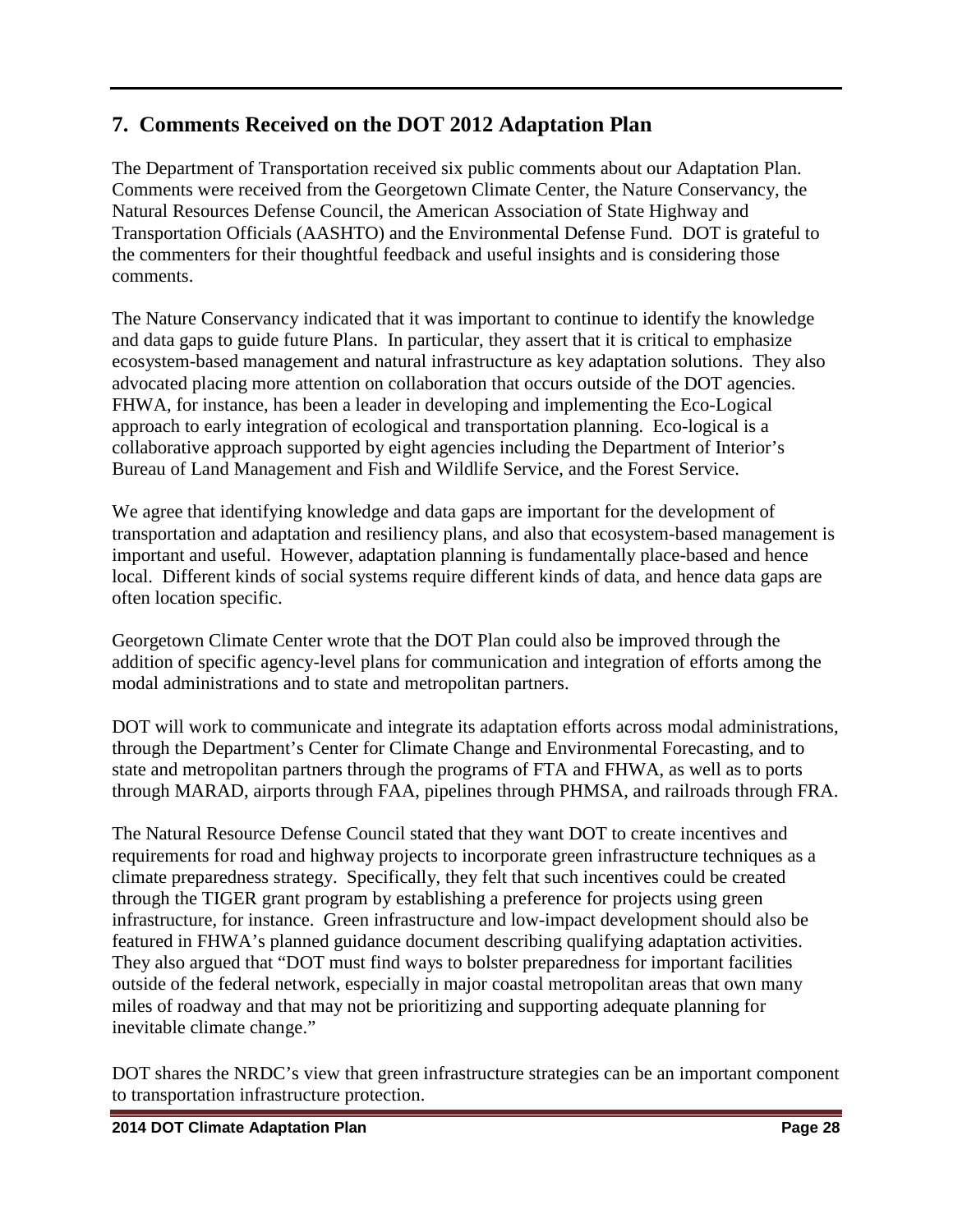## 7. Comments Received on the DOT 2012 Adaptation Plan

The Department of Transportation received six public comments about our Adaptation Plan. Comments were received from the Georgetown Climate Center, the Nature Conservancy, the Natural Resources Defense Council, the American Association of State Highway and Transportation Officials (AASHTO) and the Environmental Defense Fund. DOT is grateful to the commenters for their thoughtful feedback and useful insights and is considering those comments.

The Nature Conservancy indicated that it was important to continue to identify the knowledge and data gaps to guide future Plans. In particular, they assert that it is critical to emphasize ecosystem-based management and natural infrastructure as key adaptation solutions. They also advocated placing more attention on collaboration that occurs outside of the DOT agencies. FHWA, for instance, has been a leader in developing and implementing the Eco-Logical approach to early integration of ecological and transportation planning. Eco-logical is a collaborative approach supported by eight agencies including the Department of Interior's Bureau of Land Management and Fish and Wildlife Service, and the Forest Service.

We agree that identifying knowledge and data gaps are important for the development of transportation and adaptation and resiliency plans, and also that ecosystem-based management is important and useful. However, adaptation planning is fundamentally place-based and hence local. Different kinds of social systems require different kinds of data, and hence data gaps are often location specific.

Georgetown Climate Center wrote that the DOT Plan could also be improved through the addition of specific agency-level plans for communication and integration of efforts among the modal administrations and to state and metropolitan partners.

DOT will work to communicate and integrate its adaptation efforts across modal administrations, through the Department's Center for Climate Change and Environmental Forecasting, and to state and metropolitan partners through the programs of FTA and FHWA, as well as to ports through MARAD, airports through FAA, pipelines through PHMSA, and railroads through FRA.

The Natural Resource Defense Council stated that they want DOT to create incentives and requirements for road and highway projects to incorporate green infrastructure techniques as a climate preparedness strategy. Specifically, they felt that such incentives could be created through the TIGER grant program by establishing a preference for projects using green infrastructure, for instance. Green infrastructure and low-impact development should also be featured in FHWA's planned guidance document describing qualifying adaptation activities. They also argued that "DOT must find ways to bolster preparedness for important facilities outside of the federal network, especially in major coastal metropolitan areas that own many miles of roadway and that may not be prioritizing and supporting adequate planning for inevitable climate change."

DOT shares the NRDC's view that green infrastructure strategies can be an important component to transportation infrastructure protection.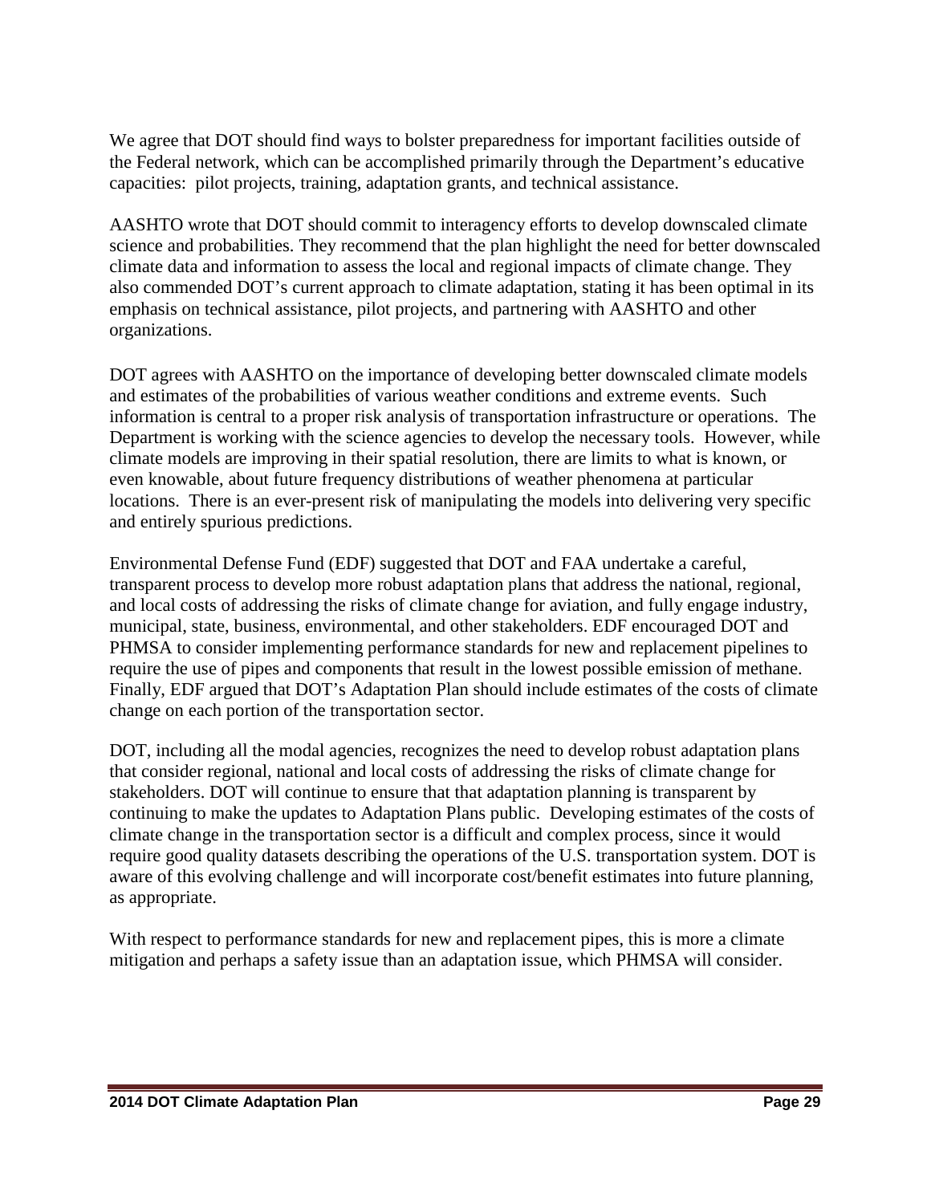We agree that DOT should find ways to bolster preparedness for important facilities outside of the Federal network, which can be accomplished primarily through the Department's educative capacities: pilot projects, training, adaptation grants, and technical assistance.

AASHTO wrote that DOT should commit to interagency efforts to develop downscaled climate science and probabilities. They recommend that the plan highlight the need for better downscaled climate data and information to assess the local and regional impacts of climate change. They also commended DOT's current approach to climate adaptation, stating it has been optimal in its emphasis on technical assistance, pilot projects, and partnering with AASHTO and other organizations.

DOT agrees with AASHTO on the importance of developing better downscaled climate models and estimates of the probabilities of various weather conditions and extreme events. Such information is central to a proper risk analysis of transportation infrastructure or operations. The Department is working with the science agencies to develop the necessary tools. However, while climate models are improving in their spatial resolution, there are limits to what is known, or even knowable, about future frequency distributions of weather phenomena at particular locations. There is an ever-present risk of manipulating the models into delivering very specific and entirely spurious predictions.

Environmental Defense Fund (EDF) suggested that DOT and FAA undertake a careful, transparent process to develop more robust adaptation plans that address the national, regional, and local costs of addressing the risks of climate change for aviation, and fully engage industry, municipal, state, business, environmental, and other stakeholders. EDF encouraged DOT and PHMSA to consider implementing performance standards for new and replacement pipelines to require the use of pipes and components that result in the lowest possible emission of methane. Finally, EDF argued that DOT's Adaptation Plan should include estimates of the costs of climate change on each portion of the transportation sector.

DOT, including all the modal agencies, recognizes the need to develop robust adaptation plans that consider regional, national and local costs of addressing the risks of climate change for stakeholders. DOT will continue to ensure that that adaptation planning is transparent by continuing to make the updates to Adaptation Plans public. Developing estimates of the costs of climate change in the transportation sector is a difficult and complex process, since it would require good quality datasets describing the operations of the U.S. transportation system. DOT is aware of this evolving challenge and will incorporate cost/benefit estimates into future planning, as appropriate.

With respect to performance standards for new and replacement pipes, this is more a climate mitigation and perhaps a safety issue than an adaptation issue, which PHMSA will consider.